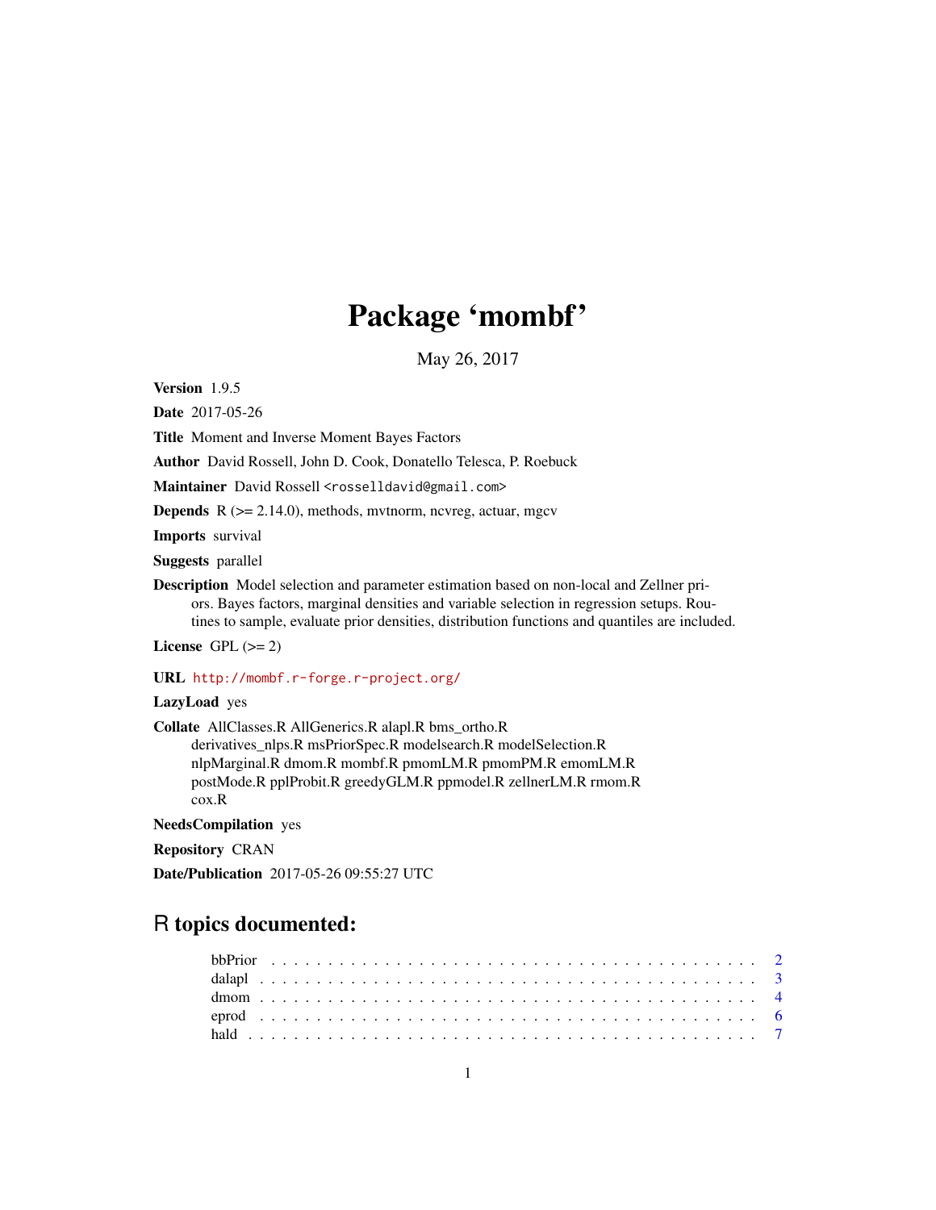# Package 'mombf'

May 26, 2017

**Version** 1.9.5

**Date** 2017-05-26

**Title** Moment and Inverse Moment Bayes Factors

**Author** David Rossell, John D. Cook, Donatello Telesca, P. Roebuck

**Maintainer** David Rossell <rosselldavid@gmail.com>

**Depends** R (>= 2.14.0), methods, mvtnorm, ncvreg, actuar, mgcv

**Imports** survival

**Suggests** parallel

**Description** Model selection and parameter estimation based on non-local and Zellner priors. Bayes factors, marginal densities and variable selection in regression setups. Routines to sample, evaluate prior densities, distribution functions and quantiles are included.

**License** GPL (>= 2)

**URL** http://mombf.r-forge.r-project.org/

**LazyLoad** yes

**Collate** AllClasses.R AllGenerics.R alapl.R bms_ortho.R derivatives_nlps.R msPriorSpec.R modelsearch.R modelSelection.R nlpMarginal.R dmom.R mombf.R pmomLM.R pmomPM.R emomLM.R postMode.R pplProbit.R greedyGLM.R ppmodel.R zellnerLM.R rmom.R cox.R

**NeedsCompilation** yes

**Repository** CRAN

**Date/Publication** 2017-05-26 09:55:27 UTC

## R topics documented:

| | |
|---|---|
| bbPrior | 2 |
| dalapl | 3 |
| dmom | 4 |
| eprod | 6 |
| hald | 7 |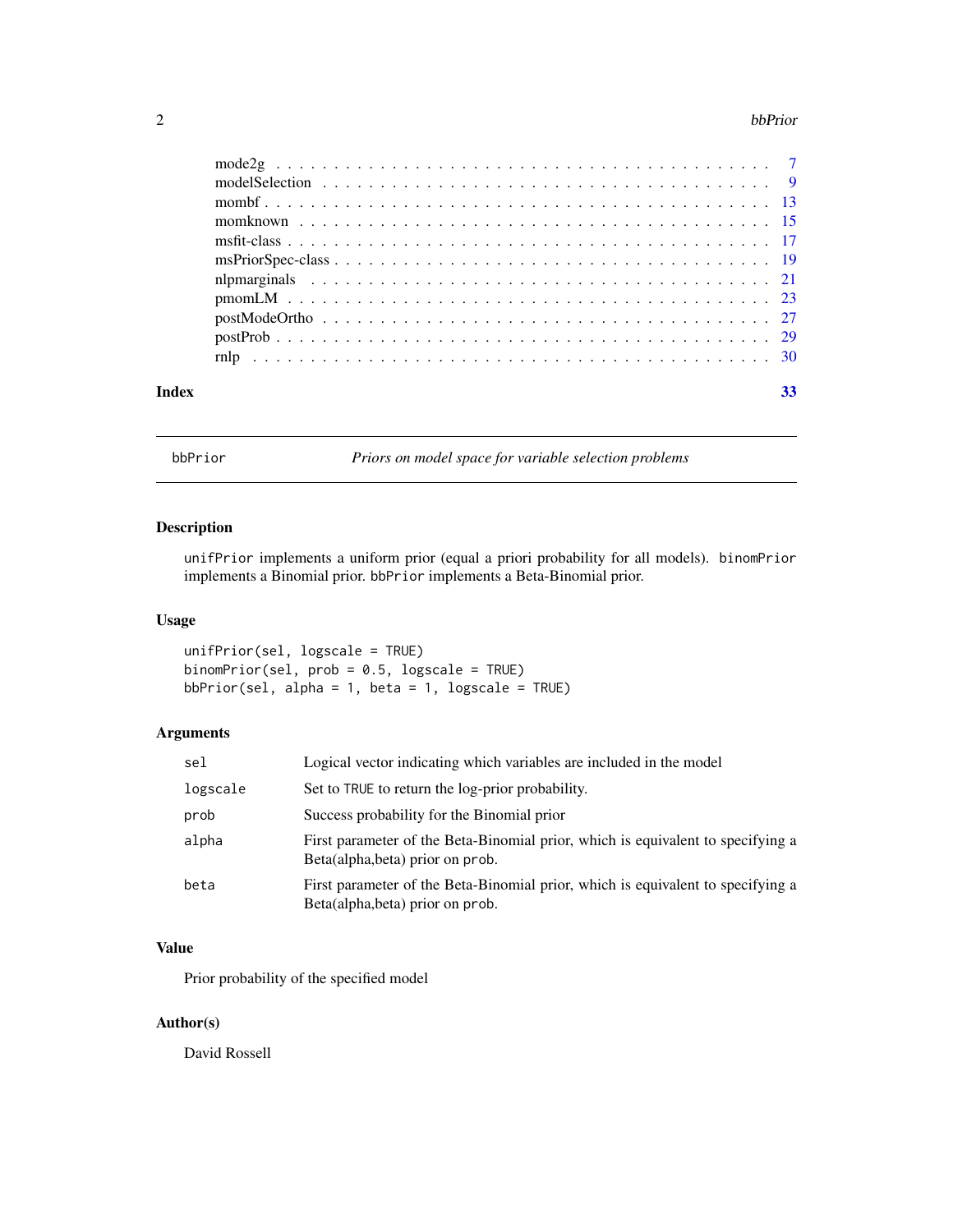mode2g . . . . . . . . . . . . . . . . . . . . . . . . . . . . . . . . . . . . . . . . . 7
modelSelection . . . . . . . . . . . . . . . . . . . . . . . . . . . . . . . . . . . . . 9
mombf . . . . . . . . . . . . . . . . . . . . . . . . . . . . . . . . . . . . . . . . . . 13
momknown . . . . . . . . . . . . . . . . . . . . . . . . . . . . . . . . . . . . . . . . 15
msfit-class . . . . . . . . . . . . . . . . . . . . . . . . . . . . . . . . . . . . . . . 17
msPriorSpec-class . . . . . . . . . . . . . . . . . . . . . . . . . . . . . . . . . . . 19
nlpmarginals . . . . . . . . . . . . . . . . . . . . . . . . . . . . . . . . . . . . . . 21
pmomLM . . . . . . . . . . . . . . . . . . . . . . . . . . . . . . . . . . . . . . . . . 23
postModeOrtho . . . . . . . . . . . . . . . . . . . . . . . . . . . . . . . . . . . . . 27
postProb . . . . . . . . . . . . . . . . . . . . . . . . . . . . . . . . . . . . . . . . . 29
rnlp . . . . . . . . . . . . . . . . . . . . . . . . . . . . . . . . . . . . . . . . . . . 30

**Index** **33**

---

## bbPrior — *Priors on model space for variable selection problems*

---

### Description

`unifPrior` implements a uniform prior (equal a priori probability for all models). `binomPrior` implements a Binomial prior. `bbPrior` implements a Beta-Binomial prior.

### Usage

```
unifPrior(sel, logscale = TRUE)
binomPrior(sel, prob = 0.5, logscale = TRUE)
bbPrior(sel, alpha = 1, beta = 1, logscale = TRUE)
```

### Arguments

| | |
|---|---|
| `sel` | Logical vector indicating which variables are included in the model |
| `logscale` | Set to `TRUE` to return the log-prior probability. |
| `prob` | Success probability for the Binomial prior |
| `alpha` | First parameter of the Beta-Binomial prior, which is equivalent to specifying a Beta(alpha,beta) prior on `prob`. |
| `beta` | First parameter of the Beta-Binomial prior, which is equivalent to specifying a Beta(alpha,beta) prior on `prob`. |

### Value

Prior probability of the specified model

### Author(s)

David Rossell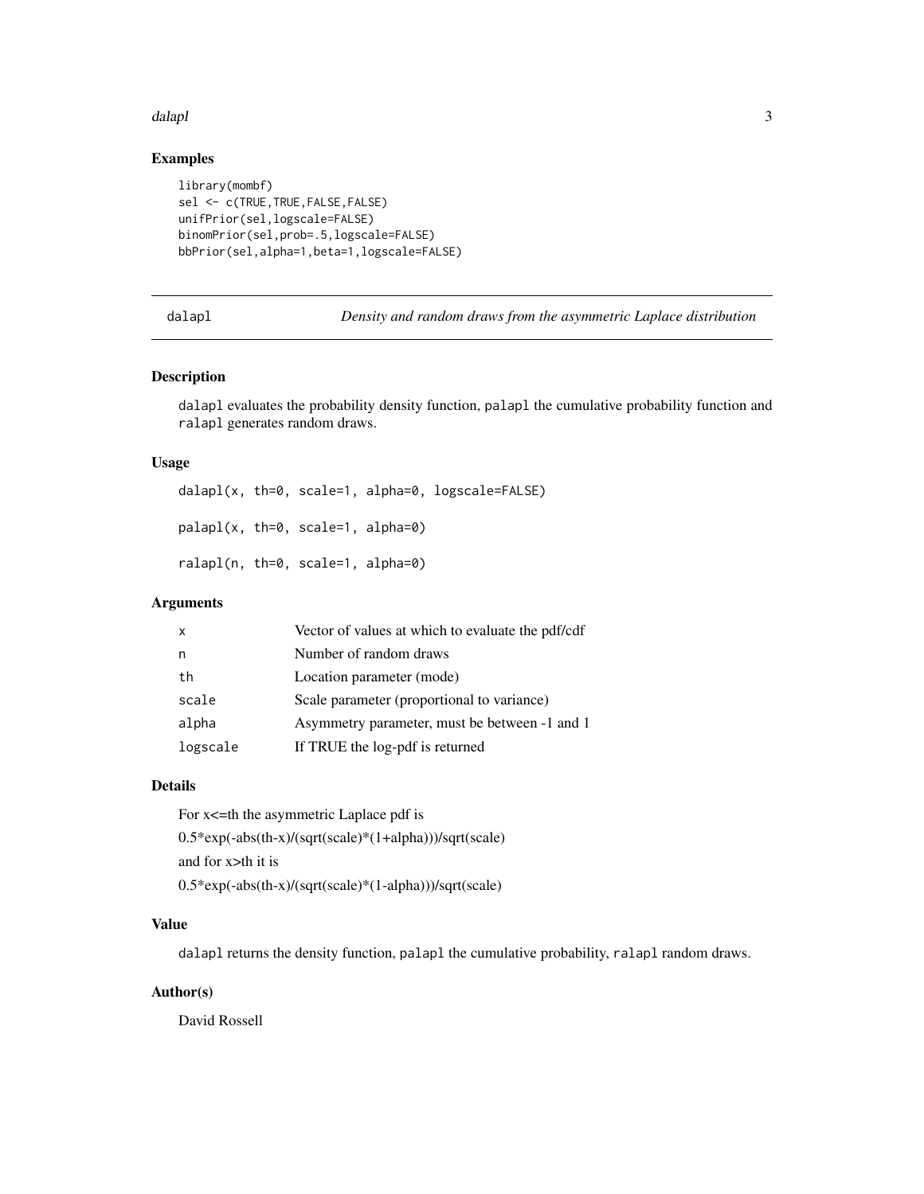## Examples

```
library(mombf)
sel <- c(TRUE,TRUE,FALSE,FALSE)
unifPrior(sel,logscale=FALSE)
binomPrior(sel,prob=.5,logscale=FALSE)
bbPrior(sel,alpha=1,beta=1,logscale=FALSE)
```

---

# dalapl — *Density and random draws from the asymmetric Laplace distribution*

---

## Description

`dalapl` evaluates the probability density function, `palapl` the cumulative probability function and `ralapl` generates random draws.

## Usage

```
dalapl(x, th=0, scale=1, alpha=0, logscale=FALSE)

palapl(x, th=0, scale=1, alpha=0)

ralapl(n, th=0, scale=1, alpha=0)
```

## Arguments

| | |
|---|---|
| `x` | Vector of values at which to evaluate the pdf/cdf |
| `n` | Number of random draws |
| `th` | Location parameter (mode) |
| `scale` | Scale parameter (proportional to variance) |
| `alpha` | Asymmetry parameter, must be between -1 and 1 |
| `logscale` | If TRUE the log-pdf is returned |

## Details

For x<=th the asymmetric Laplace pdf is

0.5*exp(-abs(th-x)/(sqrt(scale)*(1+alpha)))/sqrt(scale)

and for x>th it is

0.5*exp(-abs(th-x)/(sqrt(scale)*(1-alpha)))/sqrt(scale)

## Value

`dalapl` returns the density function, `palapl` the cumulative probability, `ralapl` random draws.

## Author(s)

David Rossell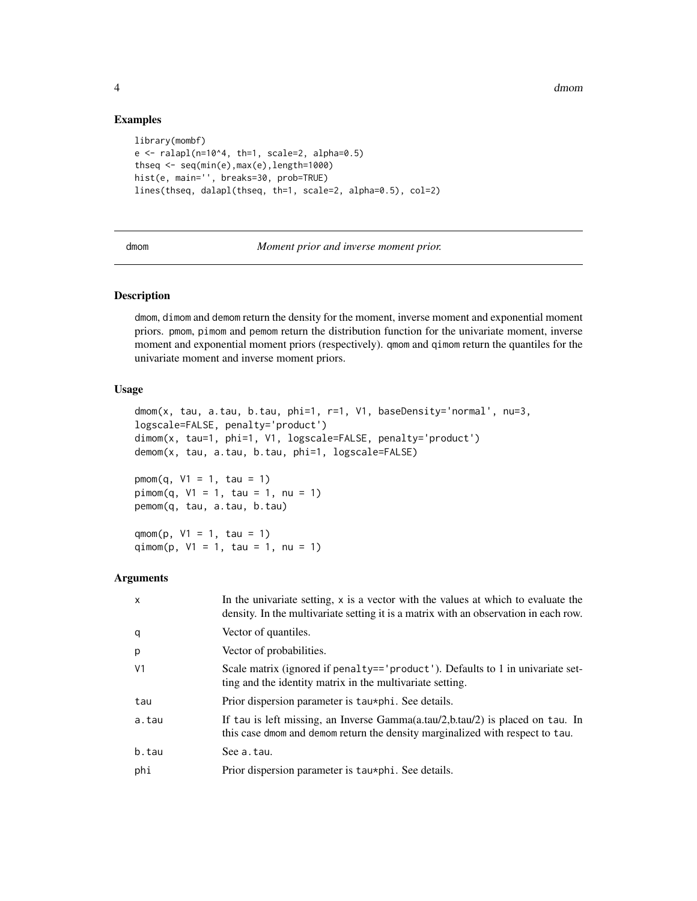## Examples

```
library(mombf)
e <- ralapl(n=10^4, th=1, scale=2, alpha=0.5)
thseq <- seq(min(e),max(e),length=1000)
hist(e, main='', breaks=30, prob=TRUE)
lines(thseq, dalapl(thseq, th=1, scale=2, alpha=0.5), col=2)
```

---

# dmom — *Moment prior and inverse moment prior.*

---

## Description

dmom, dimom and demom return the density for the moment, inverse moment and exponential moment priors. pmom, pimom and pemom return the distribution function for the univariate moment, inverse moment and exponential moment priors (respectively). qmom and qimom return the quantiles for the univariate moment and inverse moment priors.

## Usage

```
dmom(x, tau, a.tau, b.tau, phi=1, r=1, V1, baseDensity='normal', nu=3,
logscale=FALSE, penalty='product')
dimom(x, tau=1, phi=1, V1, logscale=FALSE, penalty='product')
demom(x, tau, a.tau, b.tau, phi=1, logscale=FALSE)

pmom(q, V1 = 1, tau = 1)
pimom(q, V1 = 1, tau = 1, nu = 1)
pemom(q, tau, a.tau, b.tau)

qmom(p, V1 = 1, tau = 1)
qimom(p, V1 = 1, tau = 1, nu = 1)
```

## Arguments

| | |
|---|---|
| x | In the univariate setting, x is a vector with the values at which to evaluate the density. In the multivariate setting it is a matrix with an observation in each row. |
| q | Vector of quantiles. |
| p | Vector of probabilities. |
| V1 | Scale matrix (ignored if penalty=='product'). Defaults to 1 in univariate setting and the identity matrix in the multivariate setting. |
| tau | Prior dispersion parameter is tau*phi. See details. |
| a.tau | If tau is left missing, an Inverse Gamma(a.tau/2,b.tau/2) is placed on tau. In this case dmom and demom return the density marginalized with respect to tau. |
| b.tau | See a.tau. |
| phi | Prior dispersion parameter is tau*phi. See details. |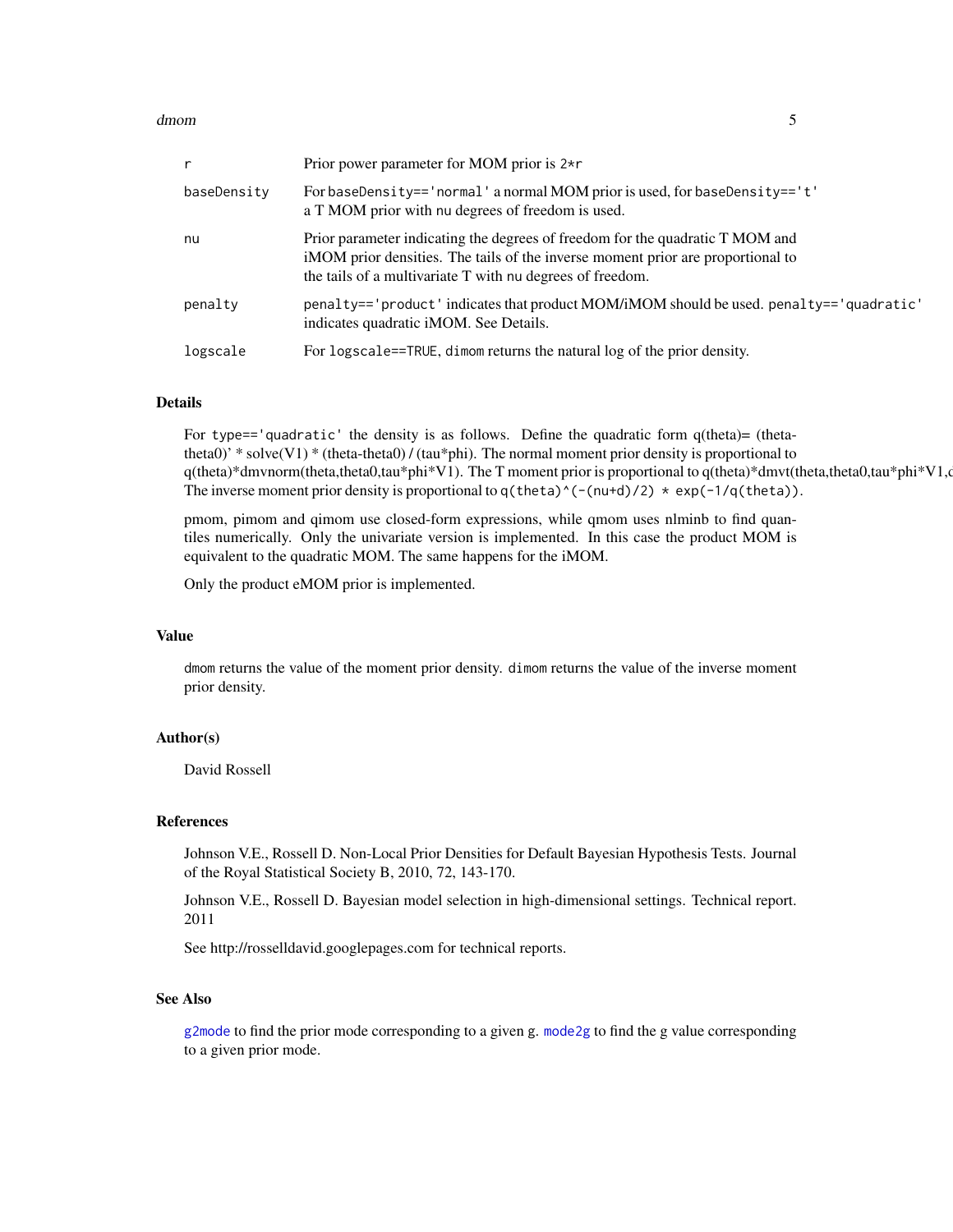| | |
|---|---|
| r | Prior power parameter for MOM prior is `2*r` |
| baseDensity | For `baseDensity=='normal'` a normal MOM prior is used, for `baseDensity=='t'` a T MOM prior with `nu` degrees of freedom is used. |
| nu | Prior parameter indicating the degrees of freedom for the quadratic T MOM and iMOM prior densities. The tails of the inverse moment prior are proportional to the tails of a multivariate T with `nu` degrees of freedom. |
| penalty | `penalty=='product'` indicates that product MOM/iMOM should be used. `penalty=='quadratic'` indicates quadratic iMOM. See Details. |
| logscale | For `logscale==TRUE`, `dimom` returns the natural log of the prior density. |

## Details

For `type=='quadratic'` the density is as follows. Define the quadratic form q(theta)= (theta-theta0)' * solve(V1) * (theta-theta0) / (tau*phi). The normal moment prior density is proportional to q(theta)*dmvnorm(theta,theta0,tau*phi*V1). The T moment prior is proportional to q(theta)*dmvt(theta,theta0,tau*phi*V1,d The inverse moment prior density is proportional to `q(theta)^(-(nu+d)/2) * exp(-1/q(theta))`.

pmom, pimom and qimom use closed-form expressions, while qmom uses nlminb to find quantiles numerically. Only the univariate version is implemented. In this case the product MOM is equivalent to the quadratic MOM. The same happens for the iMOM.

Only the product eMOM prior is implemented.

## Value

`dmom` returns the value of the moment prior density. `dimom` returns the value of the inverse moment prior density.

## Author(s)

David Rossell

## References

Johnson V.E., Rossell D. Non-Local Prior Densities for Default Bayesian Hypothesis Tests. Journal of the Royal Statistical Society B, 2010, 72, 143-170.

Johnson V.E., Rossell D. Bayesian model selection in high-dimensional settings. Technical report. 2011

See http://rosselldavid.googlepages.com for technical reports.

## See Also

`g2mode` to find the prior mode corresponding to a given g. `mode2g` to find the g value corresponding to a given prior mode.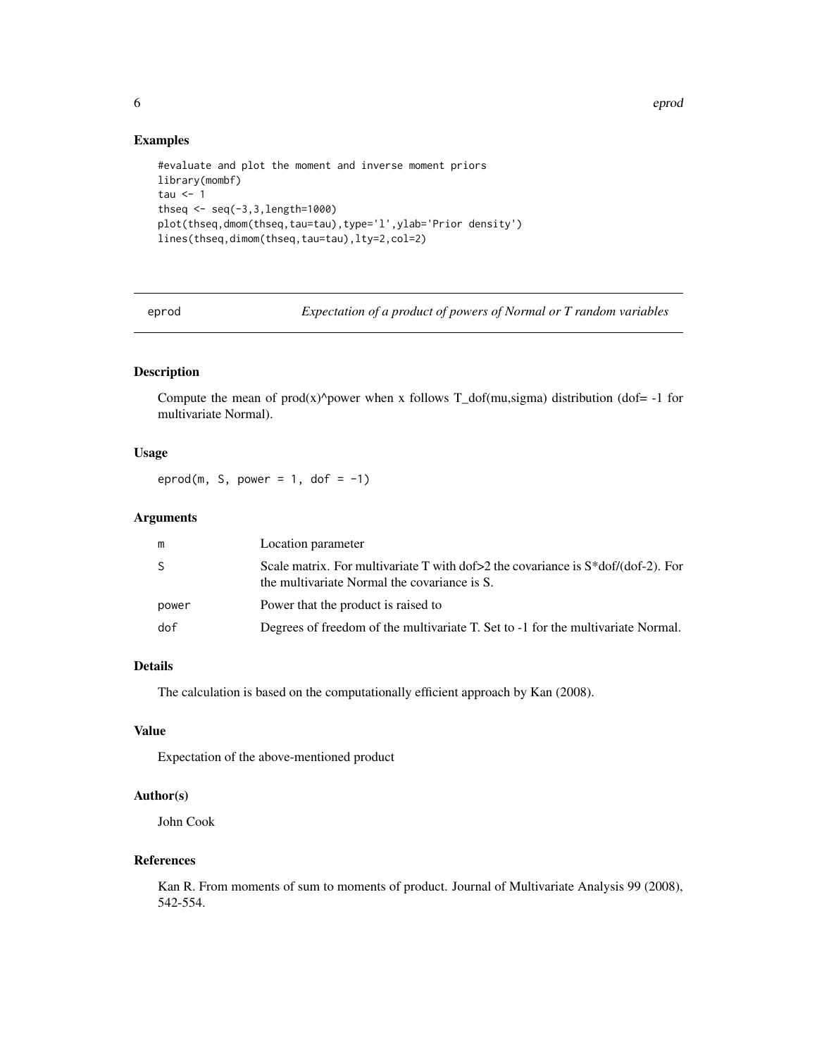### Examples

```
#evaluate and plot the moment and inverse moment priors
library(mombf)
tau <- 1
thseq <- seq(-3,3,length=1000)
plot(thseq,dmom(thseq,tau=tau),type='l',ylab='Prior density')
lines(thseq,dimom(thseq,tau=tau),lty=2,col=2)
```

---

## eprod — *Expectation of a product of powers of Normal or T random variables*

---

### Description

Compute the mean of prod(x)^power when x follows T_dof(mu,sigma) distribution (dof= -1 for multivariate Normal).

### Usage

```
eprod(m, S, power = 1, dof = -1)
```

### Arguments

| | |
|---|---|
| m | Location parameter |
| S | Scale matrix. For multivariate T with dof>2 the covariance is S*dof/(dof-2). For the multivariate Normal the covariance is S. |
| power | Power that the product is raised to |
| dof | Degrees of freedom of the multivariate T. Set to -1 for the multivariate Normal. |

### Details

The calculation is based on the computationally efficient approach by Kan (2008).

### Value

Expectation of the above-mentioned product

### Author(s)

John Cook

### References

Kan R. From moments of sum to moments of product. Journal of Multivariate Analysis 99 (2008), 542-554.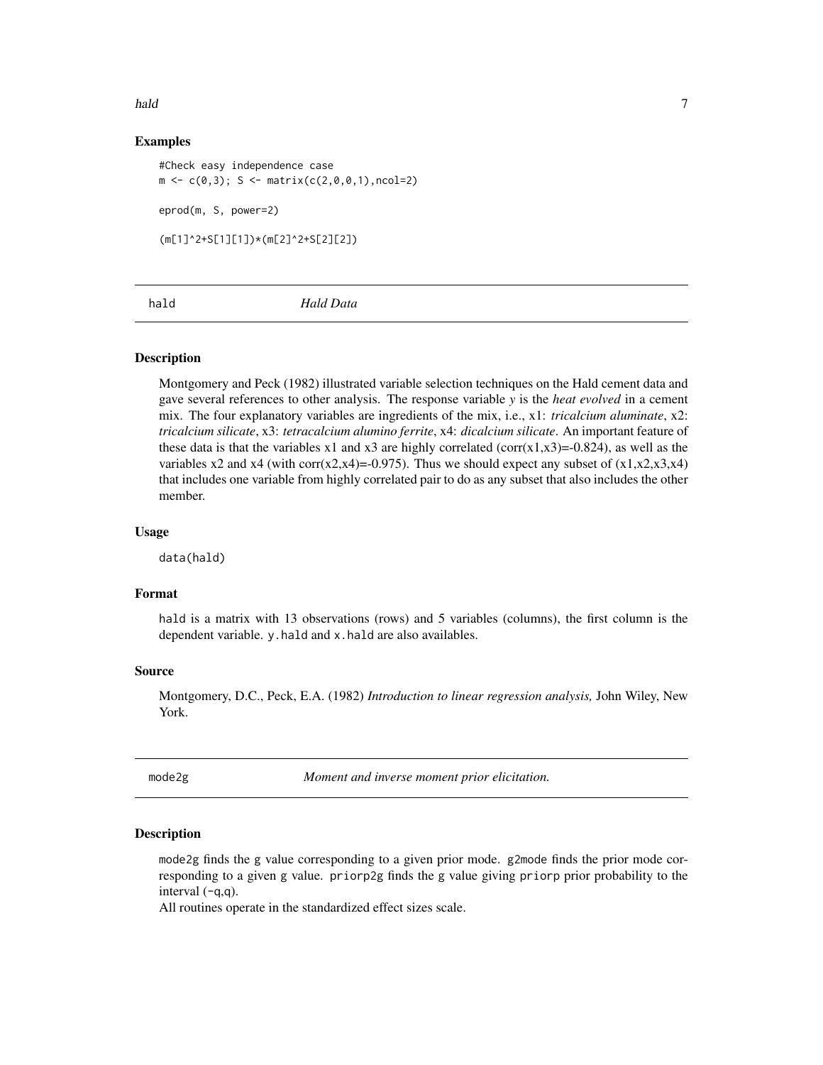## Examples

```
#Check easy independence case
m <- c(0,3); S <- matrix(c(2,0,0,1),ncol=2)

eprod(m, S, power=2)

(m[1]^2+S[1][1])*(m[2]^2+S[2][2])
```

---

# hald — *Hald Data*

## Description

Montgomery and Peck (1982) illustrated variable selection techniques on the Hald cement data and gave several references to other analysis. The response variable *y* is the *heat evolved* in a cement mix. The four explanatory variables are ingredients of the mix, i.e., x1: *tricalcium aluminate*, x2: *tricalcium silicate*, x3: *tetracalcium alumino ferrite*, x4: *dicalcium silicate*. An important feature of these data is that the variables x1 and x3 are highly correlated (corr(x1,x3)=-0.824), as well as the variables x2 and x4 (with corr(x2,x4)=-0.975). Thus we should expect any subset of (x1,x2,x3,x4) that includes one variable from highly correlated pair to do as any subset that also includes the other member.

## Usage

```
data(hald)
```

## Format

`hald` is a matrix with 13 observations (rows) and 5 variables (columns), the first column is the dependent variable. `y.hald` and `x.hald` are also availables.

## Source

Montgomery, D.C., Peck, E.A. (1982) *Introduction to linear regression analysis,* John Wiley, New York.

---

# mode2g — *Moment and inverse moment prior elicitation.*

## Description

`mode2g` finds the `g` value corresponding to a given prior mode. `g2mode` finds the prior mode corresponding to a given `g` value. `priorp2g` finds the `g` value giving `priorp` prior probability to the interval (-q,q).

All routines operate in the standardized effect sizes scale.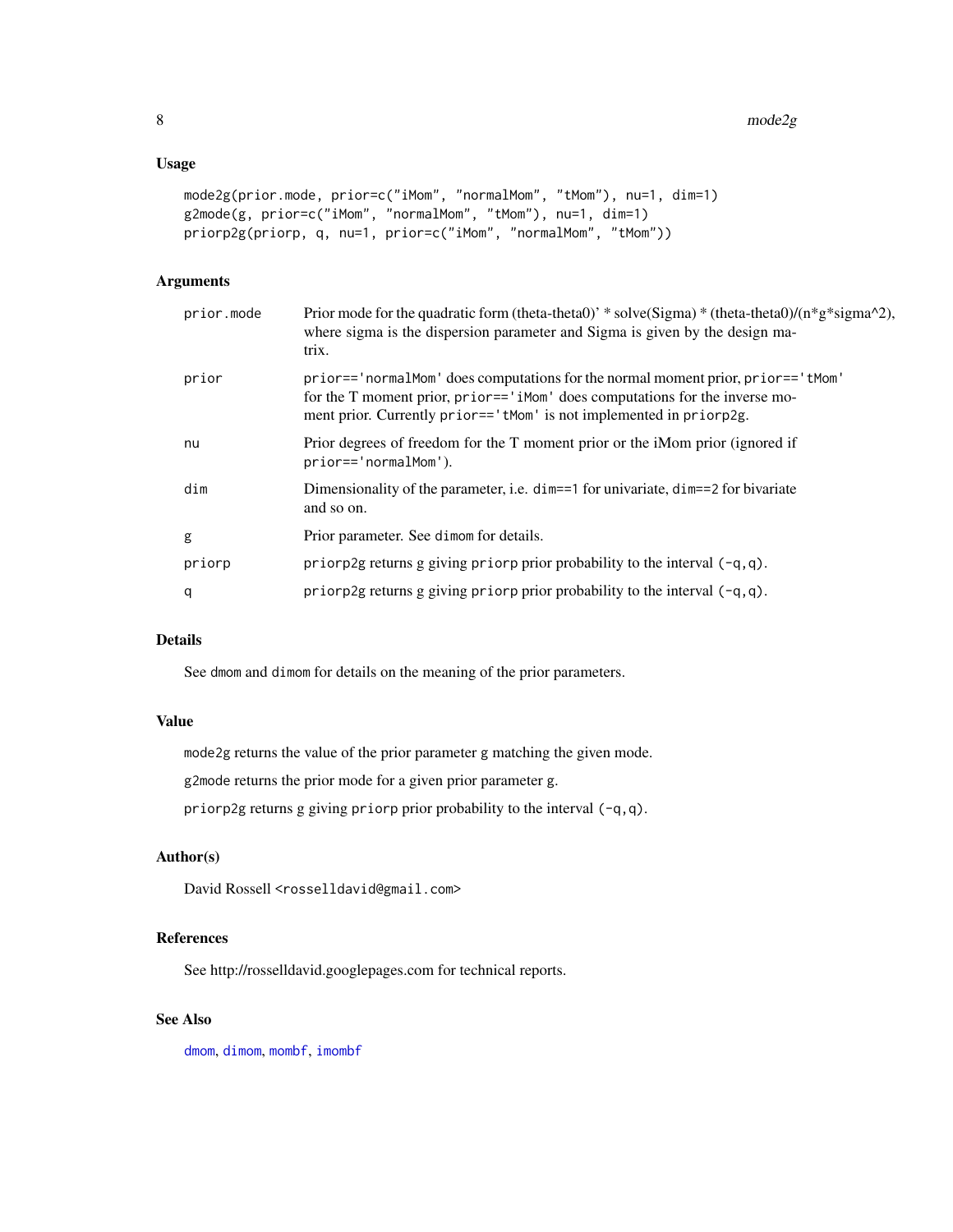## Usage

```
mode2g(prior.mode, prior=c("iMom", "normalMom", "tMom"), nu=1, dim=1)
g2mode(g, prior=c("iMom", "normalMom", "tMom"), nu=1, dim=1)
priorp2g(priorp, q, nu=1, prior=c("iMom", "normalMom", "tMom"))
```

## Arguments

| | |
|---|---|
| prior.mode | Prior mode for the quadratic form (theta-theta0)' * solve(Sigma) * (theta-theta0)/(n*g*sigma^2), where sigma is the dispersion parameter and Sigma is given by the design matrix. |
| prior | `prior=='normalMom'` does computations for the normal moment prior, `prior=='tMom'` for the T moment prior, `prior=='iMom'` does computations for the inverse moment prior. Currently `prior=='tMom'` is not implemented in `priorp2g`. |
| nu | Prior degrees of freedom for the T moment prior or the iMom prior (ignored if `prior=='normalMom'`). |
| dim | Dimensionality of the parameter, i.e. `dim==1` for univariate, `dim==2` for bivariate and so on. |
| g | Prior parameter. See `dimom` for details. |
| priorp | `priorp2g` returns g giving `priorp` prior probability to the interval `(-q,q)`. |
| q | `priorp2g` returns g giving `priorp` prior probability to the interval `(-q,q)`. |

## Details

See `dmom` and `dimom` for details on the meaning of the prior parameters.

## Value

`mode2g` returns the value of the prior parameter g matching the given mode.

`g2mode` returns the prior mode for a given prior parameter g.

`priorp2g` returns g giving `priorp` prior probability to the interval `(-q,q)`.

## Author(s)

David Rossell <rosselldavid@gmail.com>

## References

See http://rosselldavid.googlepages.com for technical reports.

## See Also

`dmom`, `dimom`, `mombf`, `imombf`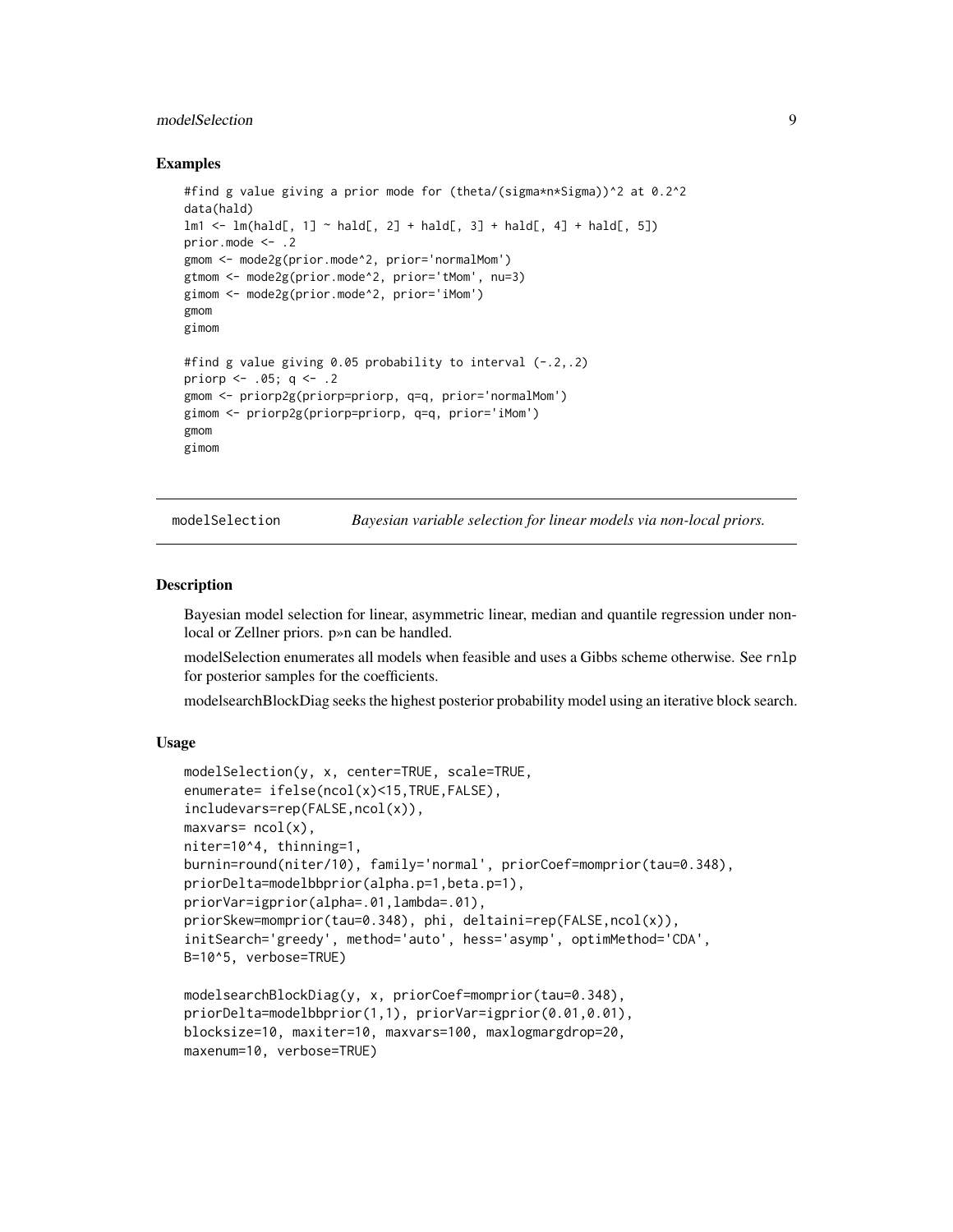### Examples

```
#find g value giving a prior mode for (theta/(sigma*n*Sigma))^2 at 0.2^2
data(hald)
lm1 <- lm(hald[, 1] ~ hald[, 2] + hald[, 3] + hald[, 4] + hald[, 5])
prior.mode <- .2
gmom <- mode2g(prior.mode^2, prior='normalMom')
gtmom <- mode2g(prior.mode^2, prior='tMom', nu=3)
gimom <- mode2g(prior.mode^2, prior='iMom')
gmom
gimom

#find g value giving 0.05 probability to interval (-.2,.2)
priorp <- .05; q <- .2
gmom <- priorp2g(priorp=priorp, q=q, prior='normalMom')
gimom <- priorp2g(priorp=priorp, q=q, prior='iMom')
gmom
gimom
```

---

## modelSelection — *Bayesian variable selection for linear models via non-local priors.*

---

### Description

Bayesian model selection for linear, asymmetric linear, median and quantile regression under non-local or Zellner priors. p»n can be handled.

modelSelection enumerates all models when feasible and uses a Gibbs scheme otherwise. See `rnlp` for posterior samples for the coefficients.

modelsearchBlockDiag seeks the highest posterior probability model using an iterative block search.

### Usage

```
modelSelection(y, x, center=TRUE, scale=TRUE,
enumerate= ifelse(ncol(x)<15,TRUE,FALSE),
includevars=rep(FALSE,ncol(x)),
maxvars= ncol(x),
niter=10^4, thinning=1,
burnin=round(niter/10), family='normal', priorCoef=momprior(tau=0.348),
priorDelta=modelbbprior(alpha.p=1,beta.p=1),
priorVar=igprior(alpha=.01,lambda=.01),
priorSkew=momprior(tau=0.348), phi, deltaini=rep(FALSE,ncol(x)),
initSearch='greedy', method='auto', hess='asymp', optimMethod='CDA',
B=10^5, verbose=TRUE)

modelsearchBlockDiag(y, x, priorCoef=momprior(tau=0.348),
priorDelta=modelbbprior(1,1), priorVar=igprior(0.01,0.01),
blocksize=10, maxiter=10, maxvars=100, maxlogmargdrop=20,
maxenum=10, verbose=TRUE)
```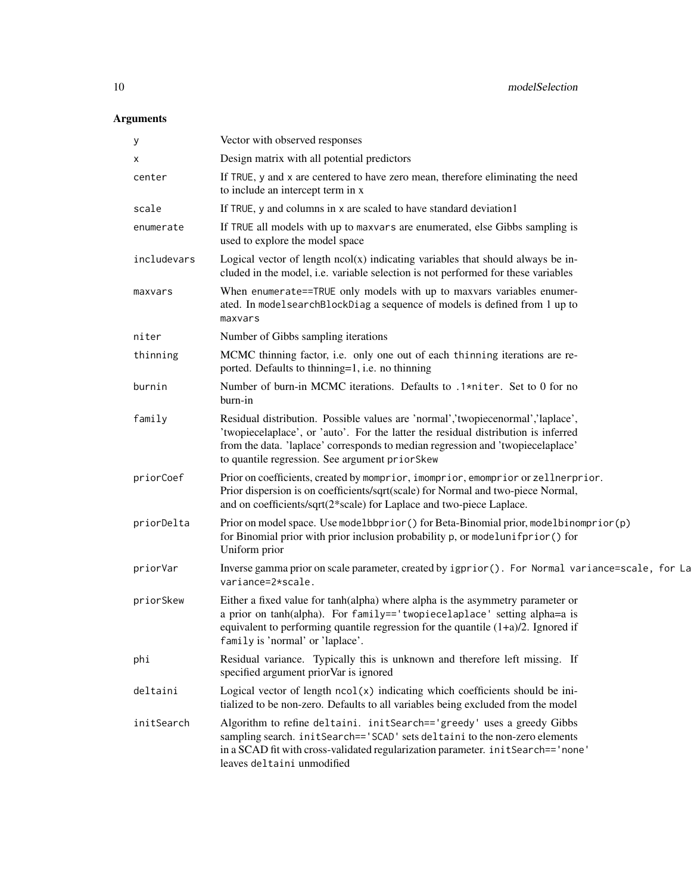## Arguments

| | |
|---|---|
| `y` | Vector with observed responses |
| `x` | Design matrix with all potential predictors |
| `center` | If `TRUE`, `y` and `x` are centered to have zero mean, therefore eliminating the need to include an intercept term in x |
| `scale` | If `TRUE`, `y` and columns in `x` are scaled to have standard deviation1 |
| `enumerate` | If `TRUE` all models with up to `maxvars` are enumerated, else Gibbs sampling is used to explore the model space |
| `includevars` | Logical vector of length ncol(x) indicating variables that should always be included in the model, i.e. variable selection is not performed for these variables |
| `maxvars` | When `enumerate==TRUE` only models with up to maxvars variables enumerated. In `modelsearchBlockDiag` a sequence of models is defined from 1 up to `maxvars` |
| `niter` | Number of Gibbs sampling iterations |
| `thinning` | MCMC thinning factor, i.e. only one out of each `thinning` iterations are reported. Defaults to thinning=1, i.e. no thinning |
| `burnin` | Number of burn-in MCMC iterations. Defaults to `.1*niter`. Set to 0 for no burn-in |
| `family` | Residual distribution. Possible values are 'normal','twopiecenormal','laplace', 'twopiecelaplace', or 'auto'. For the latter the residual distribution is inferred from the data. 'laplace' corresponds to median regression and 'twopiecelaplace' to quantile regression. See argument `priorSkew` |
| `priorCoef` | Prior on coefficients, created by `momprior`, `imomprior`, `emomprior` or `zellnerprior`. Prior dispersion is on coefficients/sqrt(scale) for Normal and two-piece Normal, and on coefficients/sqrt(2*scale) for Laplace and two-piece Laplace. |
| `priorDelta` | Prior on model space. Use `modelbbprior()` for Beta-Binomial prior, `modelbinomprior(p)` for Binomial prior with prior inclusion probability `p`, or `modelunifprior()` for Uniform prior |
| `priorVar` | Inverse gamma prior on scale parameter, created by `igprior()`. `For Normal variance=scale, for La variance=2*scale.` |
| `priorSkew` | Either a fixed value for tanh(alpha) where alpha is the asymmetry parameter or a prior on tanh(alpha). For `family=='twopiecelaplace'` setting alpha=a is equivalent to performing quantile regression for the quantile (1+a)/2. Ignored if `family` is 'normal' or 'laplace'. |
| `phi` | Residual variance. Typically this is unknown and therefore left missing. If specified argument priorVar is ignored |
| `deltaini` | Logical vector of length `ncol(x)` indicating which coefficients should be initialized to be non-zero. Defaults to all variables being excluded from the model |
| `initSearch` | Algorithm to refine `deltaini`. `initSearch=='greedy'` uses a greedy Gibbs sampling search. `initSearch=='SCAD'` sets `deltaini` to the non-zero elements in a SCAD fit with cross-validated regularization parameter. `initSearch=='none'` leaves `deltaini` unmodified |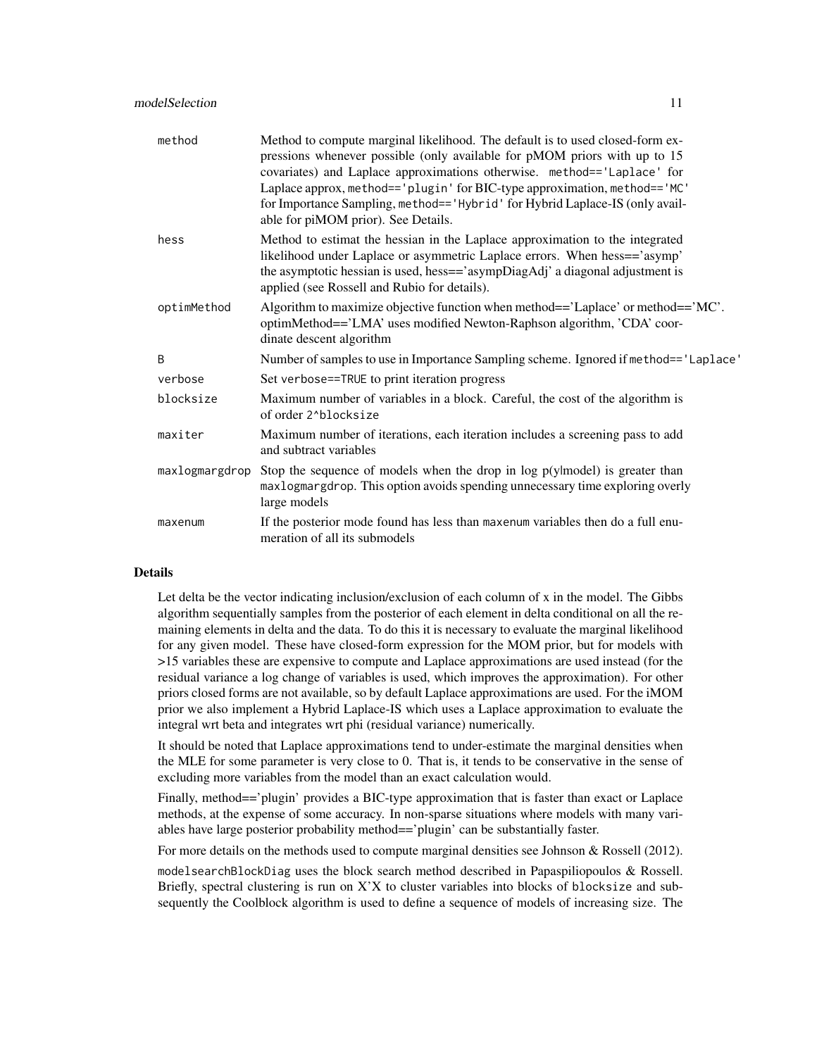| | |
|---|---|
| `method` | Method to compute marginal likelihood. The default is to used closed-form expressions whenever possible (only available for pMOM priors with up to 15 covariates) and Laplace approximations otherwise. `method=='Laplace'` for Laplace approx, `method=='plugin'` for BIC-type approximation, `method=='MC'` for Importance Sampling, `method=='Hybrid'` for Hybrid Laplace-IS (only available for piMOM prior). See Details. |
| `hess` | Method to estimat the hessian in the Laplace approximation to the integrated likelihood under Laplace or asymmetric Laplace errors. When hess=='asymp' the asymptotic hessian is used, hess=='asympDiagAdj' a diagonal adjustment is applied (see Rossell and Rubio for details). |
| `optimMethod` | Algorithm to maximize objective function when method=='Laplace' or method=='MC'. optimMethod=='LMA' uses modified Newton-Raphson algorithm, 'CDA' coordinate descent algorithm |
| `B` | Number of samples to use in Importance Sampling scheme. Ignored if `method=='Laplace'` |
| `verbose` | Set `verbose==TRUE` to print iteration progress |
| `blocksize` | Maximum number of variables in a block. Careful, the cost of the algorithm is of order `2^blocksize` |
| `maxiter` | Maximum number of iterations, each iteration includes a screening pass to add and subtract variables |
| `maxlogmargdrop` | Stop the sequence of models when the drop in log p(y\|model) is greater than `maxlogmargdrop`. This option avoids spending unnecessary time exploring overly large models |
| `maxenum` | If the posterior mode found has less than `maxenum` variables then do a full enumeration of all its submodels |

## Details

Let delta be the vector indicating inclusion/exclusion of each column of x in the model. The Gibbs algorithm sequentially samples from the posterior of each element in delta conditional on all the remaining elements in delta and the data. To do this it is necessary to evaluate the marginal likelihood for any given model. These have closed-form expression for the MOM prior, but for models with >15 variables these are expensive to compute and Laplace approximations are used instead (for the residual variance a log change of variables is used, which improves the approximation). For other priors closed forms are not available, so by default Laplace approximations are used. For the iMOM prior we also implement a Hybrid Laplace-IS which uses a Laplace approximation to evaluate the integral wrt beta and integrates wrt phi (residual variance) numerically.

It should be noted that Laplace approximations tend to under-estimate the marginal densities when the MLE for some parameter is very close to 0. That is, it tends to be conservative in the sense of excluding more variables from the model than an exact calculation would.

Finally, method=='plugin' provides a BIC-type approximation that is faster than exact or Laplace methods, at the expense of some accuracy. In non-sparse situations where models with many variables have large posterior probability method=='plugin' can be substantially faster.

For more details on the methods used to compute marginal densities see Johnson & Rossell (2012).

`modelsearchBlockDiag` uses the block search method described in Papaspiliopoulos & Rossell. Briefly, spectral clustering is run on X'X to cluster variables into blocks of `blocksize` and subsequently the Coolblock algorithm is used to define a sequence of models of increasing size. The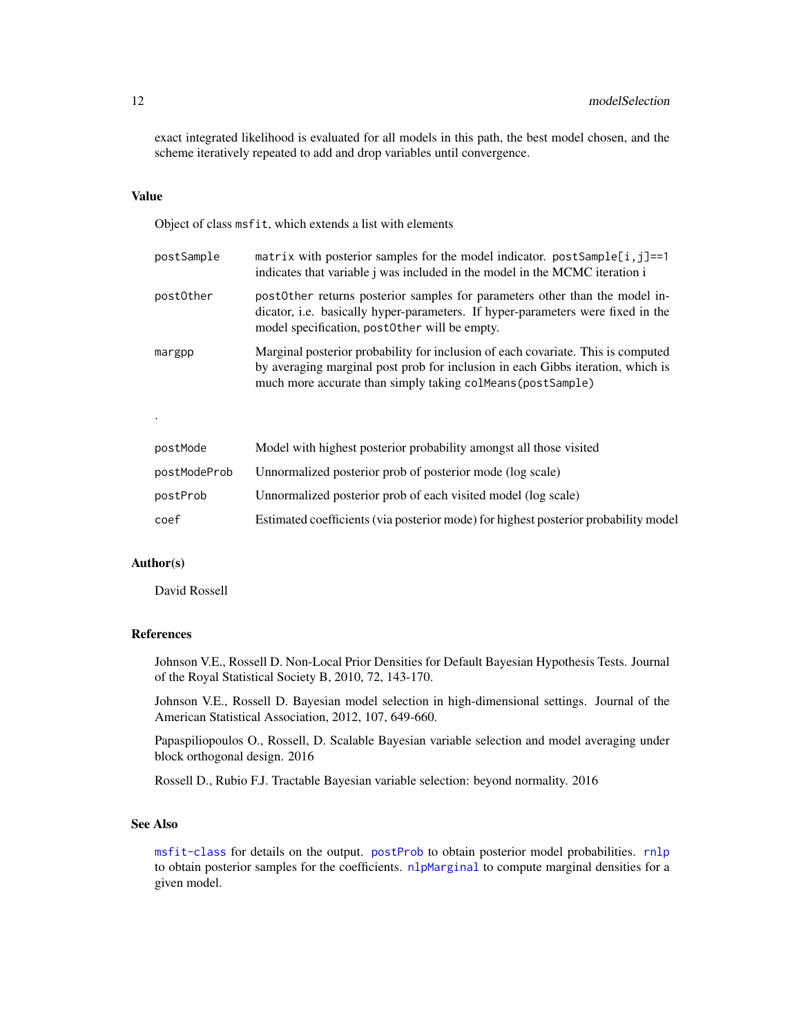exact integrated likelihood is evaluated for all models in this path, the best model chosen, and the scheme iteratively repeated to add and drop variables until convergence.

## Value

Object of class `msfit`, which extends a list with elements

- `postSample`: `matrix` with posterior samples for the model indicator. `postSample[i,j]==1` indicates that variable j was included in the model in the MCMC iteration i
- `postOther`: `postOther` returns posterior samples for parameters other than the model indicator, i.e. basically hyper-parameters. If hyper-parameters were fixed in the model specification, `postOther` will be empty.
- `margpp`: Marginal posterior probability for inclusion of each covariate. This is computed by averaging marginal post prob for inclusion in each Gibbs iteration, which is much more accurate than simply taking `colMeans(postSample)`

.

- `postMode`: Model with highest posterior probability amongst all those visited
- `postModeProb`: Unnormalized posterior prob of posterior mode (log scale)
- `postProb`: Unnormalized posterior prob of each visited model (log scale)
- `coef`: Estimated coefficients (via posterior mode) for highest posterior probability model

## Author(s)

David Rossell

## References

Johnson V.E., Rossell D. Non-Local Prior Densities for Default Bayesian Hypothesis Tests. Journal of the Royal Statistical Society B, 2010, 72, 143-170.

Johnson V.E., Rossell D. Bayesian model selection in high-dimensional settings. Journal of the American Statistical Association, 2012, 107, 649-660.

Papaspiliopoulos O., Rossell, D. Scalable Bayesian variable selection and model averaging under block orthogonal design. 2016

Rossell D., Rubio F.J. Tractable Bayesian variable selection: beyond normality. 2016

## See Also

`msfit-class` for details on the output. `postProb` to obtain posterior model probabilities. `rnlp` to obtain posterior samples for the coefficients. `nlpMarginal` to compute marginal densities for a given model.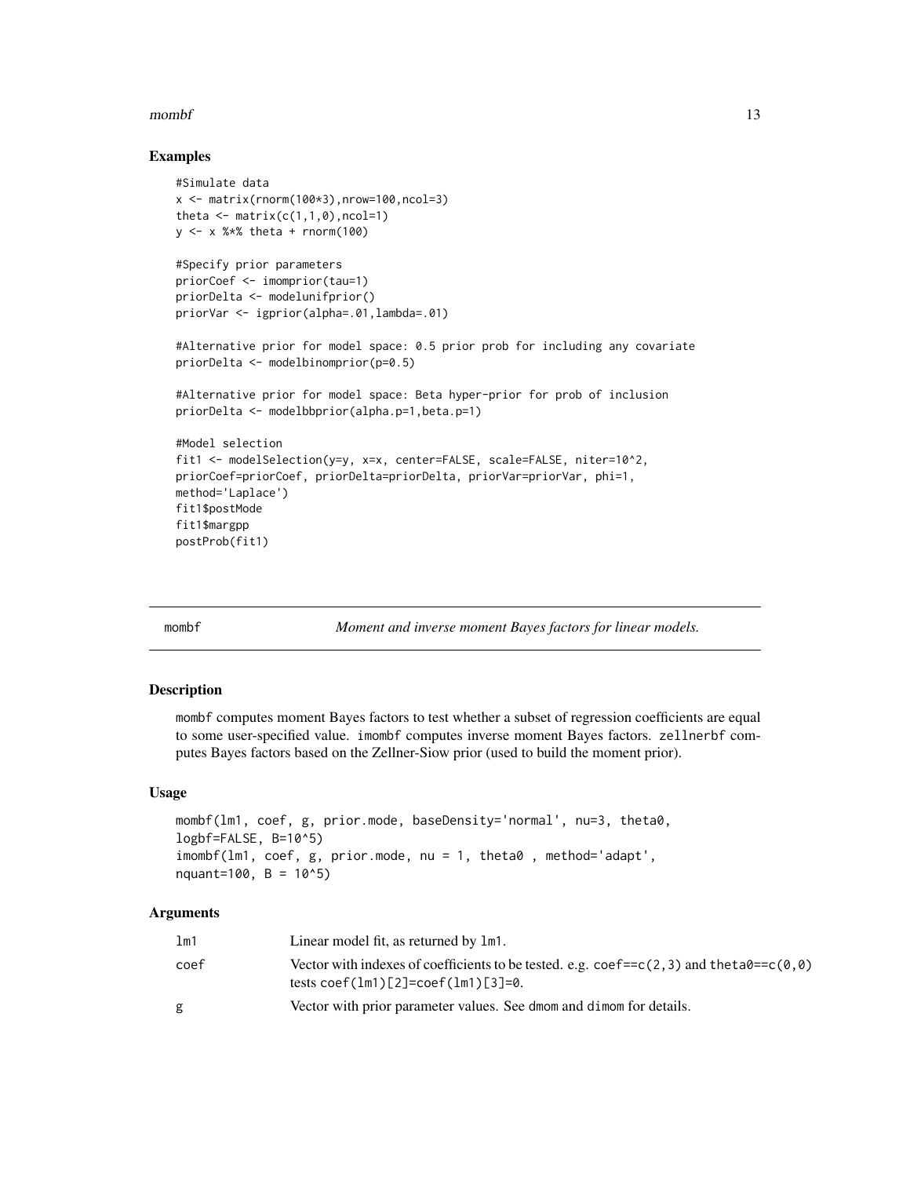### Examples

```
#Simulate data
x <- matrix(rnorm(100*3),nrow=100,ncol=3)
theta <- matrix(c(1,1,0),ncol=1)
y <- x %*% theta + rnorm(100)

#Specify prior parameters
priorCoef <- imomprior(tau=1)
priorDelta <- modelunifprior()
priorVar <- igprior(alpha=.01,lambda=.01)

#Alternative prior for model space: 0.5 prior prob for including any covariate
priorDelta <- modelbinomprior(p=0.5)

#Alternative prior for model space: Beta hyper-prior for prob of inclusion
priorDelta <- modelbbprior(alpha.p=1,beta.p=1)

#Model selection
fit1 <- modelSelection(y=y, x=x, center=FALSE, scale=FALSE, niter=10^2,
priorCoef=priorCoef, priorDelta=priorDelta, priorVar=priorVar, phi=1,
method='Laplace')
fit1$postMode
fit1$margpp
postProb(fit1)
```

---

## mombf — *Moment and inverse moment Bayes factors for linear models.*

### Description

`mombf` computes moment Bayes factors to test whether a subset of regression coefficients are equal to some user-specified value. `imombf` computes inverse moment Bayes factors. `zellnerbf` computes Bayes factors based on the Zellner-Siow prior (used to build the moment prior).

### Usage

```
mombf(lm1, coef, g, prior.mode, baseDensity='normal', nu=3, theta0,
logbf=FALSE, B=10^5)
imombf(lm1, coef, g, prior.mode, nu = 1, theta0 , method='adapt',
nquant=100, B = 10^5)
```

### Arguments

| | |
|---|---|
| `lm1` | Linear model fit, as returned by `lm1`. |
| `coef` | Vector with indexes of coefficients to be tested. e.g. `coef==c(2,3)` and `theta0==c(0,0)` tests `coef(lm1)[2]=coef(lm1)[3]=0`. |
| `g` | Vector with prior parameter values. See `dmom` and `dimom` for details. |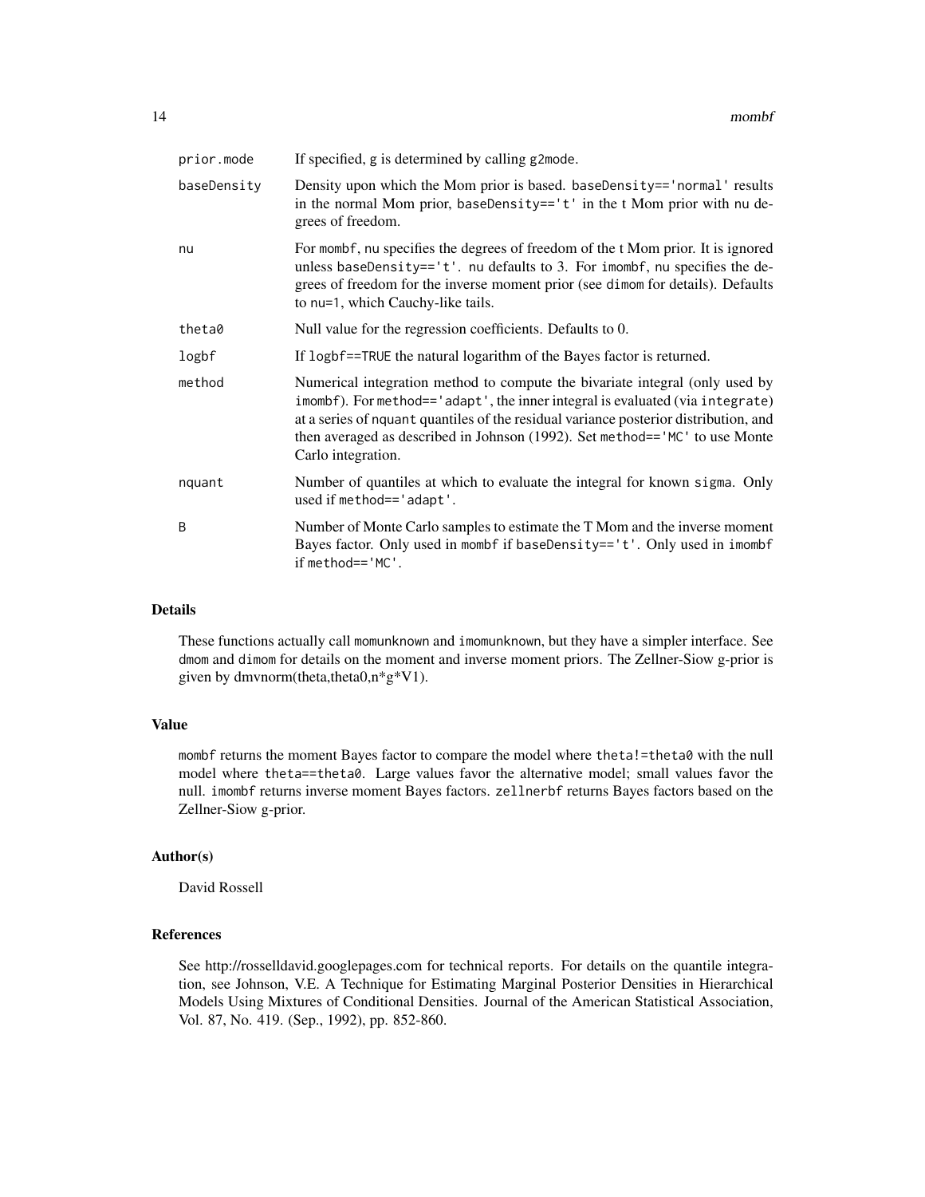| | |
|---|---|
| prior.mode | If specified, g is determined by calling g2mode. |
| baseDensity | Density upon which the Mom prior is based. baseDensity=='normal' results in the normal Mom prior, baseDensity=='t' in the t Mom prior with nu degrees of freedom. |
| nu | For mombf, nu specifies the degrees of freedom of the t Mom prior. It is ignored unless baseDensity=='t'. nu defaults to 3. For imombf, nu specifies the degrees of freedom for the inverse moment prior (see dimom for details). Defaults to nu=1, which Cauchy-like tails. |
| theta0 | Null value for the regression coefficients. Defaults to 0. |
| logbf | If logbf==TRUE the natural logarithm of the Bayes factor is returned. |
| method | Numerical integration method to compute the bivariate integral (only used by imombf). For method=='adapt', the inner integral is evaluated (via integrate) at a series of nquant quantiles of the residual variance posterior distribution, and then averaged as described in Johnson (1992). Set method=='MC' to use Monte Carlo integration. |
| nquant | Number of quantiles at which to evaluate the integral for known sigma. Only used if method=='adapt'. |
| B | Number of Monte Carlo samples to estimate the T Mom and the inverse moment Bayes factor. Only used in mombf if baseDensity=='t'. Only used in imombf if method=='MC'. |

## Details

These functions actually call momunknown and imomunknown, but they have a simpler interface. See dmom and dimom for details on the moment and inverse moment priors. The Zellner-Siow g-prior is given by dmvnorm(theta,theta0,n*g*V1).

## Value

mombf returns the moment Bayes factor to compare the model where theta!=theta0 with the null model where theta==theta0. Large values favor the alternative model; small values favor the null. imombf returns inverse moment Bayes factors. zellnerbf returns Bayes factors based on the Zellner-Siow g-prior.

## Author(s)

David Rossell

## References

See http://rosselldavid.googlepages.com for technical reports. For details on the quantile integration, see Johnson, V.E. A Technique for Estimating Marginal Posterior Densities in Hierarchical Models Using Mixtures of Conditional Densities. Journal of the American Statistical Association, Vol. 87, No. 419. (Sep., 1992), pp. 852-860.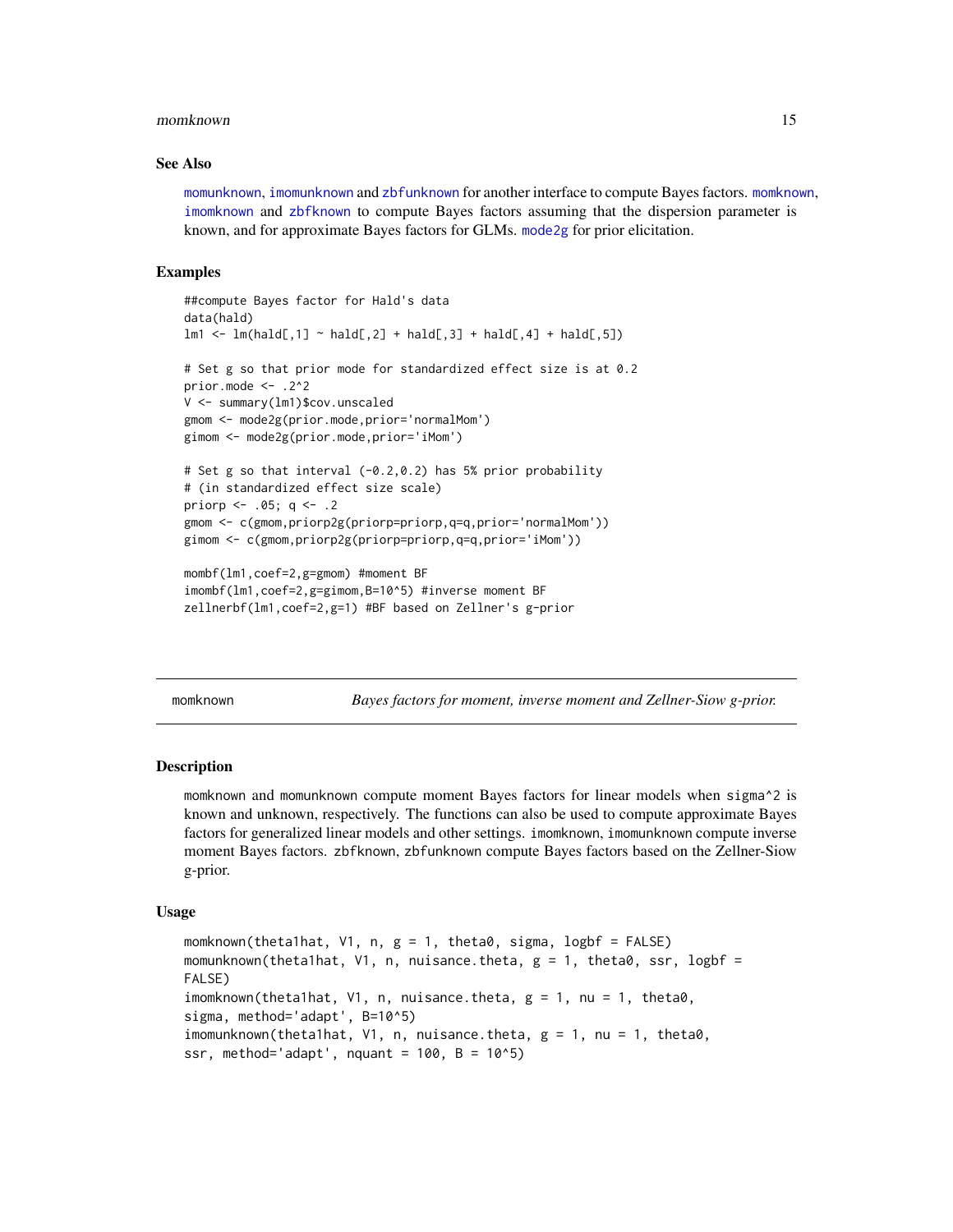### See Also

momunknown, imomunknown and zbfunknown for another interface to compute Bayes factors. momknown, imomknown and zbfknown to compute Bayes factors assuming that the dispersion parameter is known, and for approximate Bayes factors for GLMs. mode2g for prior elicitation.

### Examples

```
##compute Bayes factor for Hald's data
data(hald)
lm1 <- lm(hald[,1] ~ hald[,2] + hald[,3] + hald[,4] + hald[,5])

# Set g so that prior mode for standardized effect size is at 0.2
prior.mode <- .2^2
V <- summary(lm1)$cov.unscaled
gmom <- mode2g(prior.mode,prior='normalMom')
gimom <- mode2g(prior.mode,prior='iMom')

# Set g so that interval (-0.2,0.2) has 5% prior probability
# (in standardized effect size scale)
priorp <- .05; q <- .2
gmom <- c(gmom,priorp2g(priorp=priorp,q=q,prior='normalMom'))
gimom <- c(gmom,priorp2g(priorp=priorp,q=q,prior='iMom'))

mombf(lm1,coef=2,g=gmom) #moment BF
imombf(lm1,coef=2,g=gimom,B=10^5) #inverse moment BF
zellnerbf(lm1,coef=2,g=1) #BF based on Zellner's g-prior
```

---

## momknown — *Bayes factors for moment, inverse moment and Zellner-Siow g-prior.*

### Description

momknown and momunknown compute moment Bayes factors for linear models when sigma^2 is known and unknown, respectively. The functions can also be used to compute approximate Bayes factors for generalized linear models and other settings. imomknown, imomunknown compute inverse moment Bayes factors. zbfknown, zbfunknown compute Bayes factors based on the Zellner-Siow g-prior.

### Usage

```
momknown(theta1hat, V1, n, g = 1, theta0, sigma, logbf = FALSE)
momunknown(theta1hat, V1, n, nuisance.theta, g = 1, theta0, ssr, logbf =
FALSE)
imomknown(theta1hat, V1, n, nuisance.theta, g = 1, nu = 1, theta0,
sigma, method='adapt', B=10^5)
imomunknown(theta1hat, V1, n, nuisance.theta, g = 1, nu = 1, theta0,
ssr, method='adapt', nquant = 100, B = 10^5)
```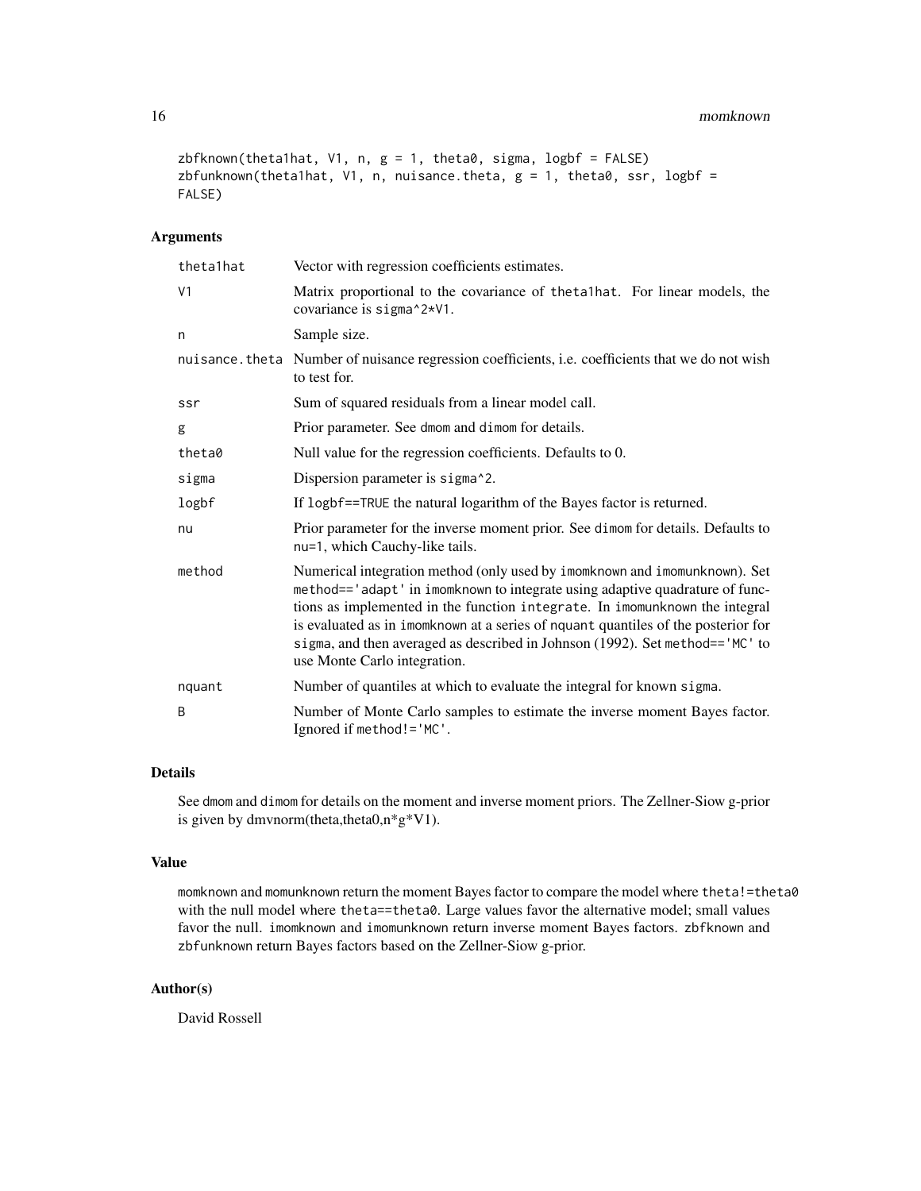```
zbfknown(theta1hat, V1, n, g = 1, theta0, sigma, logbf = FALSE)
zbfunknown(theta1hat, V1, n, nuisance.theta, g = 1, theta0, ssr, logbf =
FALSE)
```

## Arguments

| | |
|---|---|
| theta1hat | Vector with regression coefficients estimates. |
| V1 | Matrix proportional to the covariance of theta1hat. For linear models, the covariance is sigma^2*V1. |
| n | Sample size. |
| nuisance.theta | Number of nuisance regression coefficients, i.e. coefficients that we do not wish to test for. |
| ssr | Sum of squared residuals from a linear model call. |
| g | Prior parameter. See dmom and dimom for details. |
| theta0 | Null value for the regression coefficients. Defaults to 0. |
| sigma | Dispersion parameter is sigma^2. |
| logbf | If logbf==TRUE the natural logarithm of the Bayes factor is returned. |
| nu | Prior parameter for the inverse moment prior. See dimom for details. Defaults to nu=1, which Cauchy-like tails. |
| method | Numerical integration method (only used by imomknown and imomunknown). Set method=='adapt' in imomknown to integrate using adaptive quadrature of functions as implemented in the function integrate. In imomunknown the integral is evaluated as in imomknown at a series of nquant quantiles of the posterior for sigma, and then averaged as described in Johnson (1992). Set method=='MC' to use Monte Carlo integration. |
| nquant | Number of quantiles at which to evaluate the integral for known sigma. |
| B | Number of Monte Carlo samples to estimate the inverse moment Bayes factor. Ignored if method!='MC'. |

## Details

See dmom and dimom for details on the moment and inverse moment priors. The Zellner-Siow g-prior is given by dmvnorm(theta,theta0,n*g*V1).

## Value

momknown and momunknown return the moment Bayes factor to compare the model where theta!=theta0 with the null model where theta==theta0. Large values favor the alternative model; small values favor the null. imomknown and imomunknown return inverse moment Bayes factors. zbfknown and zbfunknown return Bayes factors based on the Zellner-Siow g-prior.

## Author(s)

David Rossell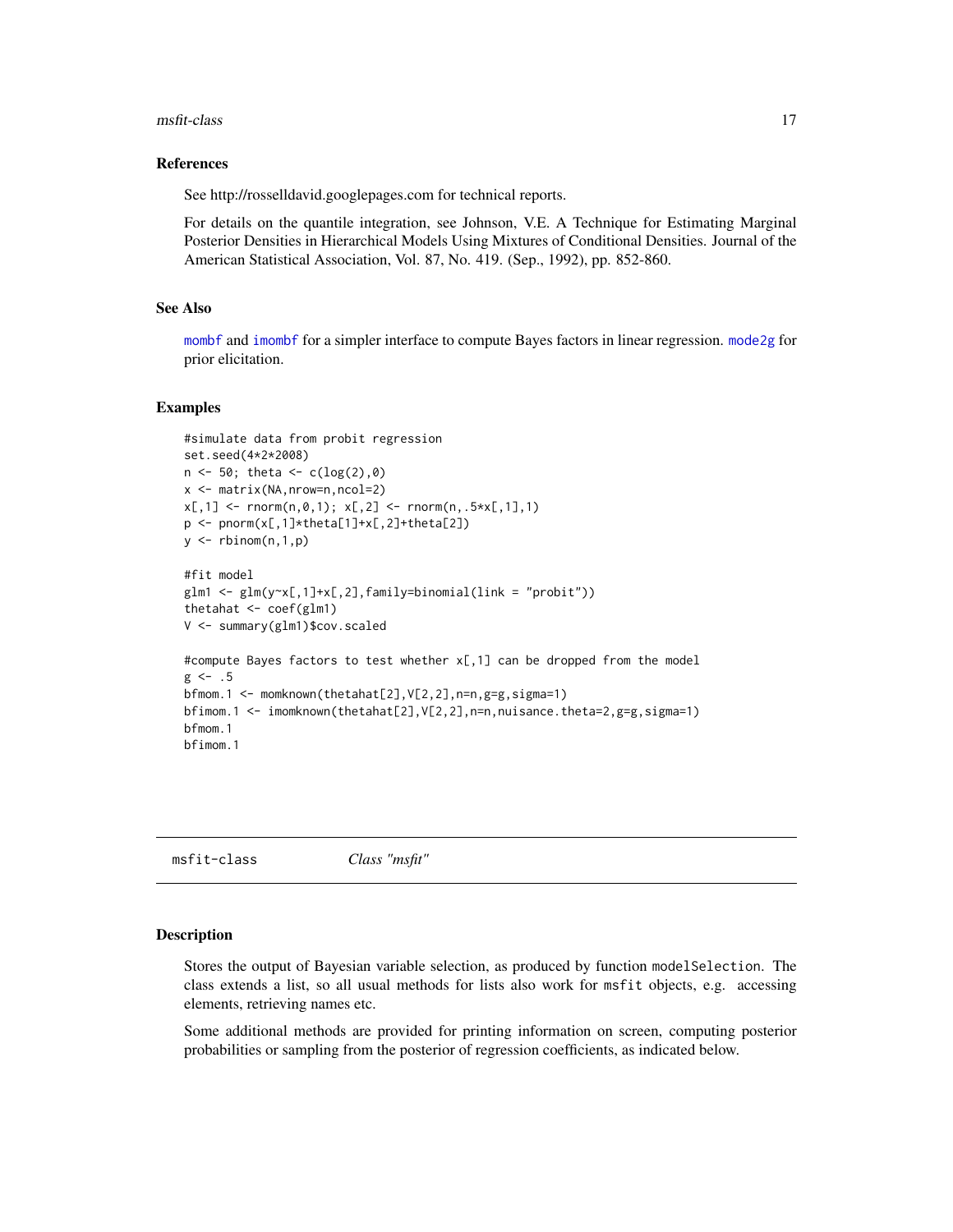### References

See http://rosselldavid.googlepages.com for technical reports.

For details on the quantile integration, see Johnson, V.E. A Technique for Estimating Marginal Posterior Densities in Hierarchical Models Using Mixtures of Conditional Densities. Journal of the American Statistical Association, Vol. 87, No. 419. (Sep., 1992), pp. 852-860.

### See Also

mombf and imombf for a simpler interface to compute Bayes factors in linear regression. mode2g for prior elicitation.

### Examples

```
#simulate data from probit regression
set.seed(4*2*2008)
n <- 50; theta <- c(log(2),0)
x <- matrix(NA,nrow=n,ncol=2)
x[,1] <- rnorm(n,0,1); x[,2] <- rnorm(n,.5*x[,1],1)
p <- pnorm(x[,1]*theta[1]+x[,2]+theta[2])
y <- rbinom(n,1,p)

#fit model
glm1 <- glm(y~x[,1]+x[,2],family=binomial(link = "probit"))
thetahat <- coef(glm1)
V <- summary(glm1)$cov.scaled

#compute Bayes factors to test whether x[,1] can be dropped from the model
g <- .5
bfmom.1 <- momknown(thetahat[2],V[2,2],n=n,g=g,sigma=1)
bfimom.1 <- imomknown(thetahat[2],V[2,2],n=n,nuisance.theta=2,g=g,sigma=1)
bfmom.1
bfimom.1
```

---

## msfit-class &nbsp;&nbsp;&nbsp;&nbsp; *Class "msfit"*

### Description

Stores the output of Bayesian variable selection, as produced by function modelSelection. The class extends a list, so all usual methods for lists also work for msfit objects, e.g. accessing elements, retrieving names etc.

Some additional methods are provided for printing information on screen, computing posterior probabilities or sampling from the posterior of regression coefficients, as indicated below.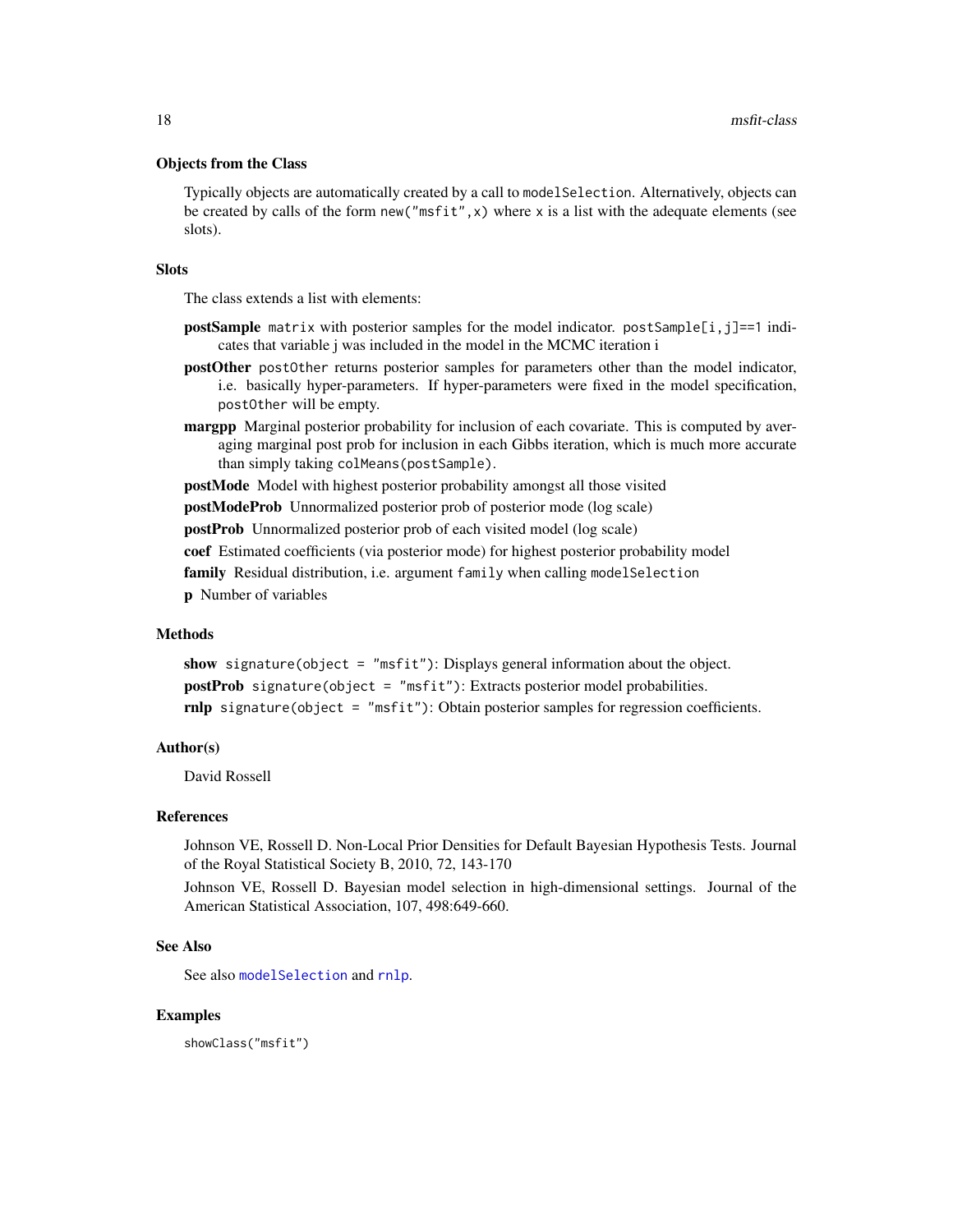### Objects from the Class

Typically objects are automatically created by a call to `modelSelection`. Alternatively, objects can be created by calls of the form `new("msfit",x)` where `x` is a list with the adequate elements (see slots).

### Slots

The class extends a list with elements:

**postSample** `matrix` with posterior samples for the model indicator. `postSample[i,j]==1` indicates that variable j was included in the model in the MCMC iteration i

**postOther** `postOther` returns posterior samples for parameters other than the model indicator, i.e. basically hyper-parameters. If hyper-parameters were fixed in the model specification, `postOther` will be empty.

**margpp** Marginal posterior probability for inclusion of each covariate. This is computed by averaging marginal post prob for inclusion in each Gibbs iteration, which is much more accurate than simply taking `colMeans(postSample)`.

**postMode** Model with highest posterior probability amongst all those visited

**postModeProb** Unnormalized posterior prob of posterior mode (log scale)

**postProb** Unnormalized posterior prob of each visited model (log scale)

**coef** Estimated coefficients (via posterior mode) for highest posterior probability model

**family** Residual distribution, i.e. argument `family` when calling `modelSelection`

**p** Number of variables

### Methods

**show** `signature(object = "msfit")`: Displays general information about the object.

**postProb** `signature(object = "msfit")`: Extracts posterior model probabilities.

**rnlp** `signature(object = "msfit")`: Obtain posterior samples for regression coefficients.

### Author(s)

David Rossell

### References

Johnson VE, Rossell D. Non-Local Prior Densities for Default Bayesian Hypothesis Tests. Journal of the Royal Statistical Society B, 2010, 72, 143-170

Johnson VE, Rossell D. Bayesian model selection in high-dimensional settings. Journal of the American Statistical Association, 107, 498:649-660.

### See Also

See also `modelSelection` and `rnlp`.

### Examples

```
showClass("msfit")
```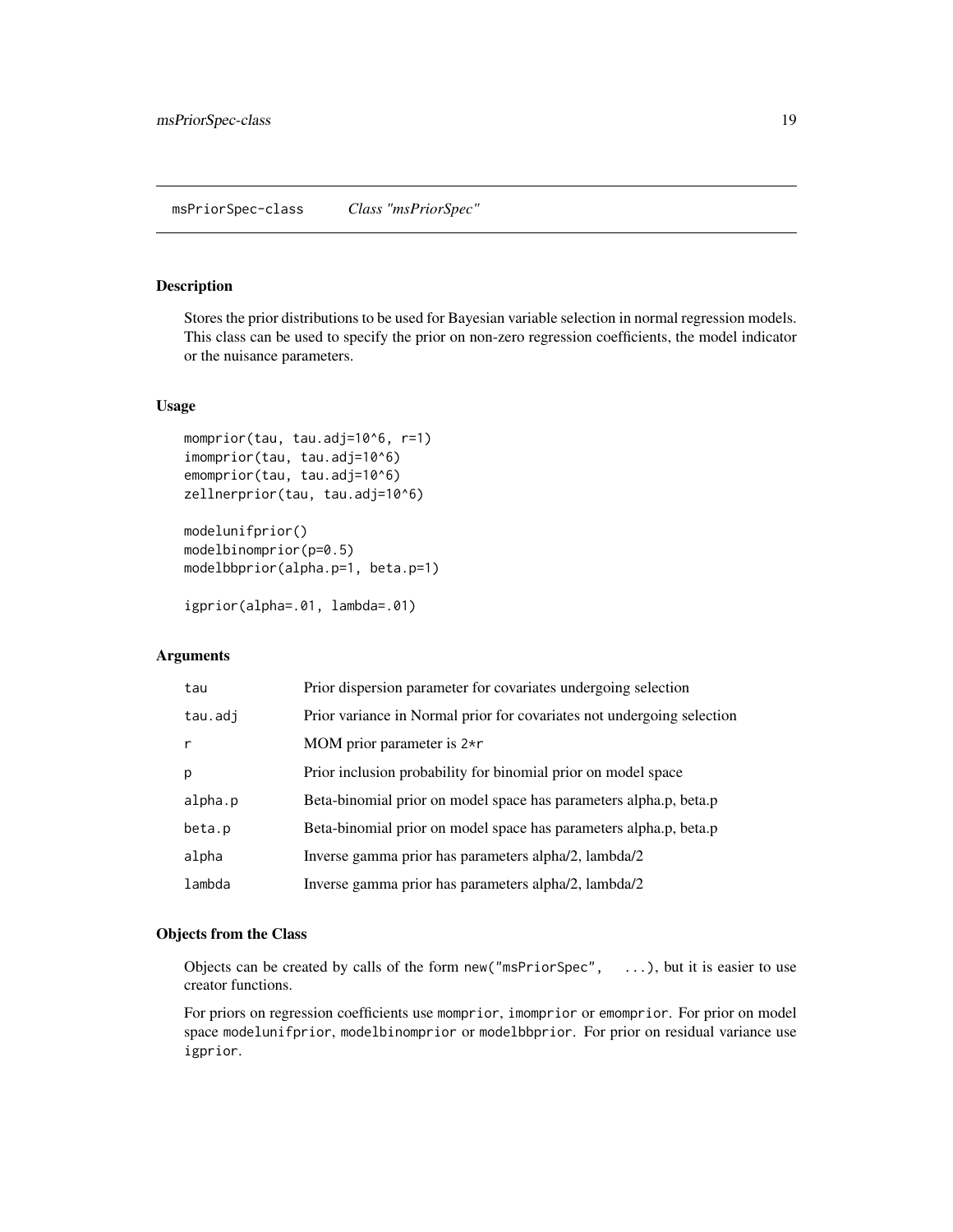## msPriorSpec-class    *Class "msPriorSpec"*

### Description

Stores the prior distributions to be used for Bayesian variable selection in normal regression models. This class can be used to specify the prior on non-zero regression coefficients, the model indicator or the nuisance parameters.

### Usage

```
momprior(tau, tau.adj=10^6, r=1)
imomprior(tau, tau.adj=10^6)
emomprior(tau, tau.adj=10^6)
zellnerprior(tau, tau.adj=10^6)

modelunifprior()
modelbinomprior(p=0.5)
modelbbprior(alpha.p=1, beta.p=1)

igprior(alpha=.01, lambda=.01)
```

### Arguments

| | |
|---|---|
| tau | Prior dispersion parameter for covariates undergoing selection |
| tau.adj | Prior variance in Normal prior for covariates not undergoing selection |
| r | MOM prior parameter is `2*r` |
| p | Prior inclusion probability for binomial prior on model space |
| alpha.p | Beta-binomial prior on model space has parameters alpha.p, beta.p |
| beta.p | Beta-binomial prior on model space has parameters alpha.p, beta.p |
| alpha | Inverse gamma prior has parameters alpha/2, lambda/2 |
| lambda | Inverse gamma prior has parameters alpha/2, lambda/2 |

### Objects from the Class

Objects can be created by calls of the form `new("msPriorSpec", ...)`, but it is easier to use creator functions.

For priors on regression coefficients use `momprior`, `imomprior` or `emomprior`. For prior on model space `modelunifprior`, `modelbinomprior` or `modelbbprior`. For prior on residual variance use `igprior`.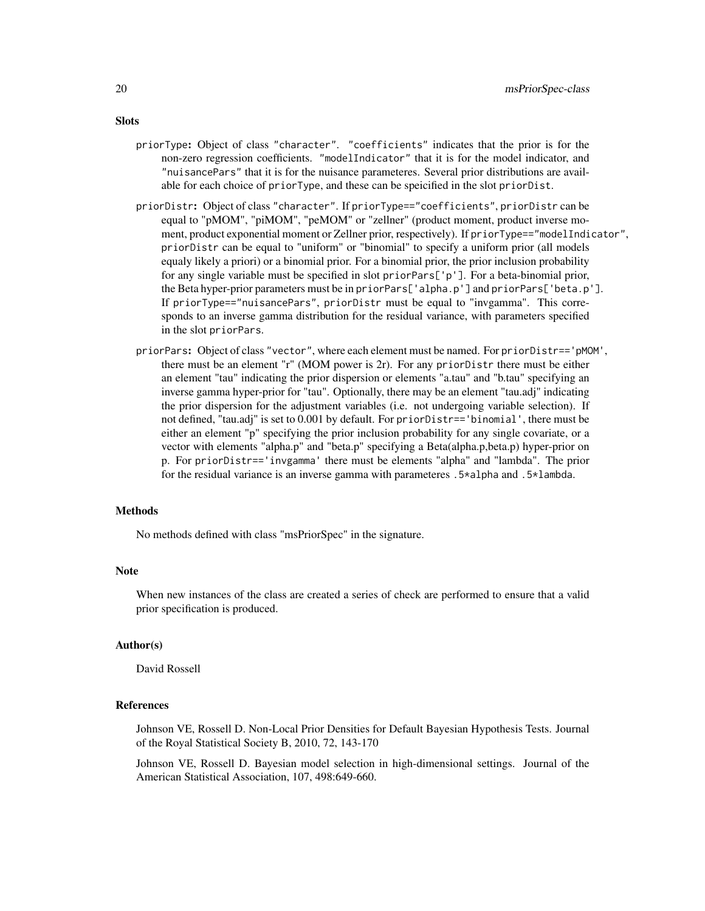## Slots

priorType: Object of class "character". "coefficients" indicates that the prior is for the non-zero regression coefficients. "modelIndicator" that it is for the model indicator, and "nuisancePars" that it is for the nuisance parameteres. Several prior distributions are available for each choice of priorType, and these can be speicified in the slot priorDist.

priorDistr: Object of class "character". If priorType=="coefficients", priorDistr can be equal to "pMOM", "piMOM", "peMOM" or "zellner" (product moment, product inverse moment, product exponential moment or Zellner prior, respectively). If priorType=="modelIndicator", priorDistr can be equal to "uniform" or "binomial" to specify a uniform prior (all models equaly likely a priori) or a binomial prior. For a binomial prior, the prior inclusion probability for any single variable must be specified in slot priorPars['p']. For a beta-binomial prior, the Beta hyper-prior parameters must be in priorPars['alpha.p'] and priorPars['beta.p']. If priorType=="nuisancePars", priorDistr must be equal to "invgamma". This corresponds to an inverse gamma distribution for the residual variance, with parameters specified in the slot priorPars.

priorPars: Object of class "vector", where each element must be named. For priorDistr=='pMOM', there must be an element "r" (MOM power is 2r). For any priorDistr there must be either an element "tau" indicating the prior dispersion or elements "a.tau" and "b.tau" specifying an inverse gamma hyper-prior for "tau". Optionally, there may be an element "tau.adj" indicating the prior dispersion for the adjustment variables (i.e. not undergoing variable selection). If not defined, "tau.adj" is set to 0.001 by default. For priorDistr=='binomial', there must be either an element "p" specifying the prior inclusion probability for any single covariate, or a vector with elements "alpha.p" and "beta.p" specifying a Beta(alpha.p,beta.p) hyper-prior on p. For priorDistr=='invgamma' there must be elements "alpha" and "lambda". The prior for the residual variance is an inverse gamma with parameteres .5*alpha and .5*lambda.

## Methods

No methods defined with class "msPriorSpec" in the signature.

## Note

When new instances of the class are created a series of check are performed to ensure that a valid prior specification is produced.

## Author(s)

David Rossell

## References

Johnson VE, Rossell D. Non-Local Prior Densities for Default Bayesian Hypothesis Tests. Journal of the Royal Statistical Society B, 2010, 72, 143-170

Johnson VE, Rossell D. Bayesian model selection in high-dimensional settings. Journal of the American Statistical Association, 107, 498:649-660.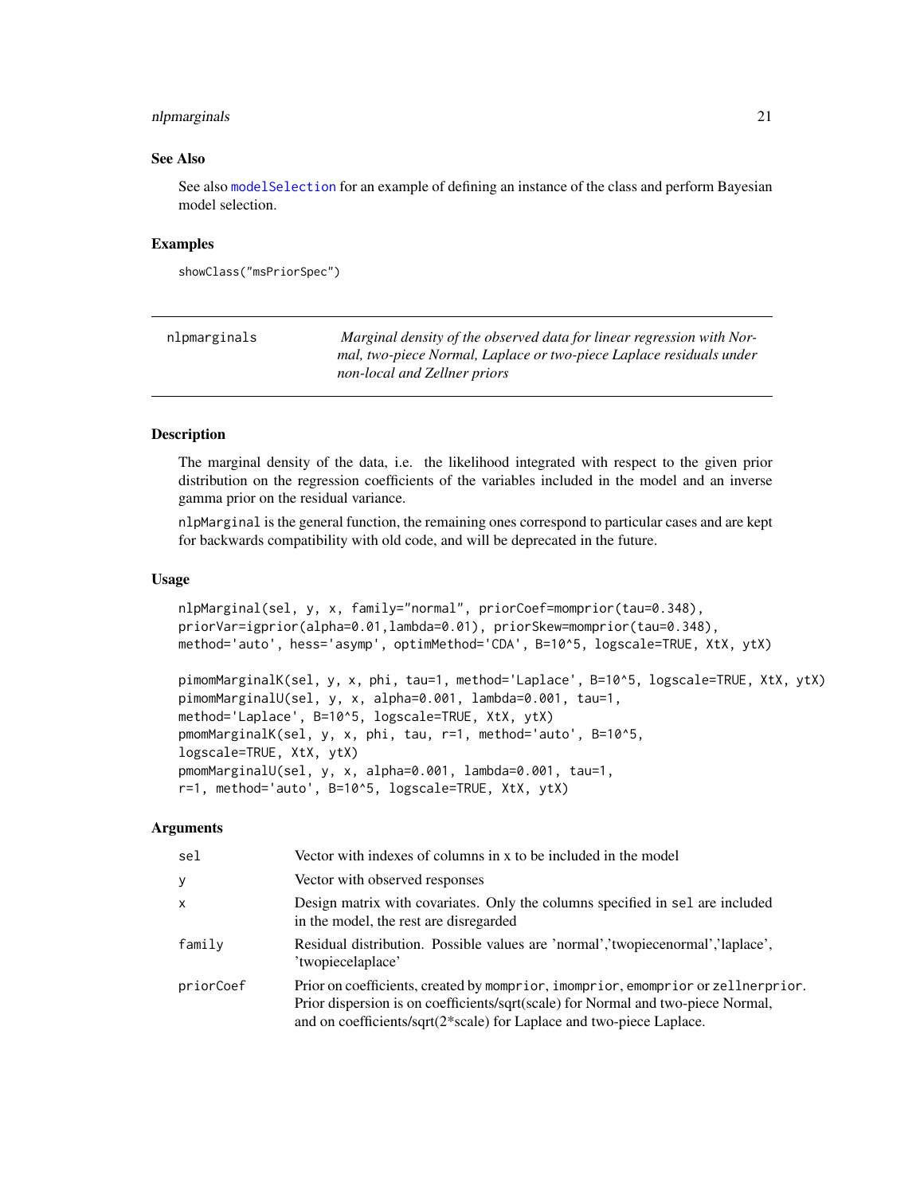### See Also

See also modelSelection for an example of defining an instance of the class and perform Bayesian model selection.

### Examples

```
showClass("msPriorSpec")
```

---

## nlpmarginals — *Marginal density of the observed data for linear regression with Normal, two-piece Normal, Laplace or two-piece Laplace residuals under non-local and Zellner priors*

---

### Description

The marginal density of the data, i.e. the likelihood integrated with respect to the given prior distribution on the regression coefficients of the variables included in the model and an inverse gamma prior on the residual variance.

`nlpMarginal` is the general function, the remaining ones correspond to particular cases and are kept for backwards compatibility with old code, and will be deprecated in the future.

### Usage

```
nlpMarginal(sel, y, x, family="normal", priorCoef=momprior(tau=0.348),
priorVar=igprior(alpha=0.01,lambda=0.01), priorSkew=momprior(tau=0.348),
method='auto', hess='asymp', optimMethod='CDA', B=10^5, logscale=TRUE, XtX, ytX)

pimomMarginalK(sel, y, x, phi, tau=1, method='Laplace', B=10^5, logscale=TRUE, XtX, ytX)
pimomMarginalU(sel, y, x, alpha=0.001, lambda=0.001, tau=1,
method='Laplace', B=10^5, logscale=TRUE, XtX, ytX)
pmomMarginalK(sel, y, x, phi, tau, r=1, method='auto', B=10^5,
logscale=TRUE, XtX, ytX)
pmomMarginalU(sel, y, x, alpha=0.001, lambda=0.001, tau=1,
r=1, method='auto', B=10^5, logscale=TRUE, XtX, ytX)
```

### Arguments

| | |
|---|---|
| `sel` | Vector with indexes of columns in x to be included in the model |
| `y` | Vector with observed responses |
| `x` | Design matrix with covariates. Only the columns specified in `sel` are included in the model, the rest are disregarded |
| `family` | Residual distribution. Possible values are 'normal','twopiecenormal','laplace', 'twopiecelaplace' |
| `priorCoef` | Prior on coefficients, created by `momprior`, `imomprior`, `emomprior` or `zellnerprior`. Prior dispersion is on coefficients/sqrt(scale) for Normal and two-piece Normal, and on coefficients/sqrt(2*scale) for Laplace and two-piece Laplace. |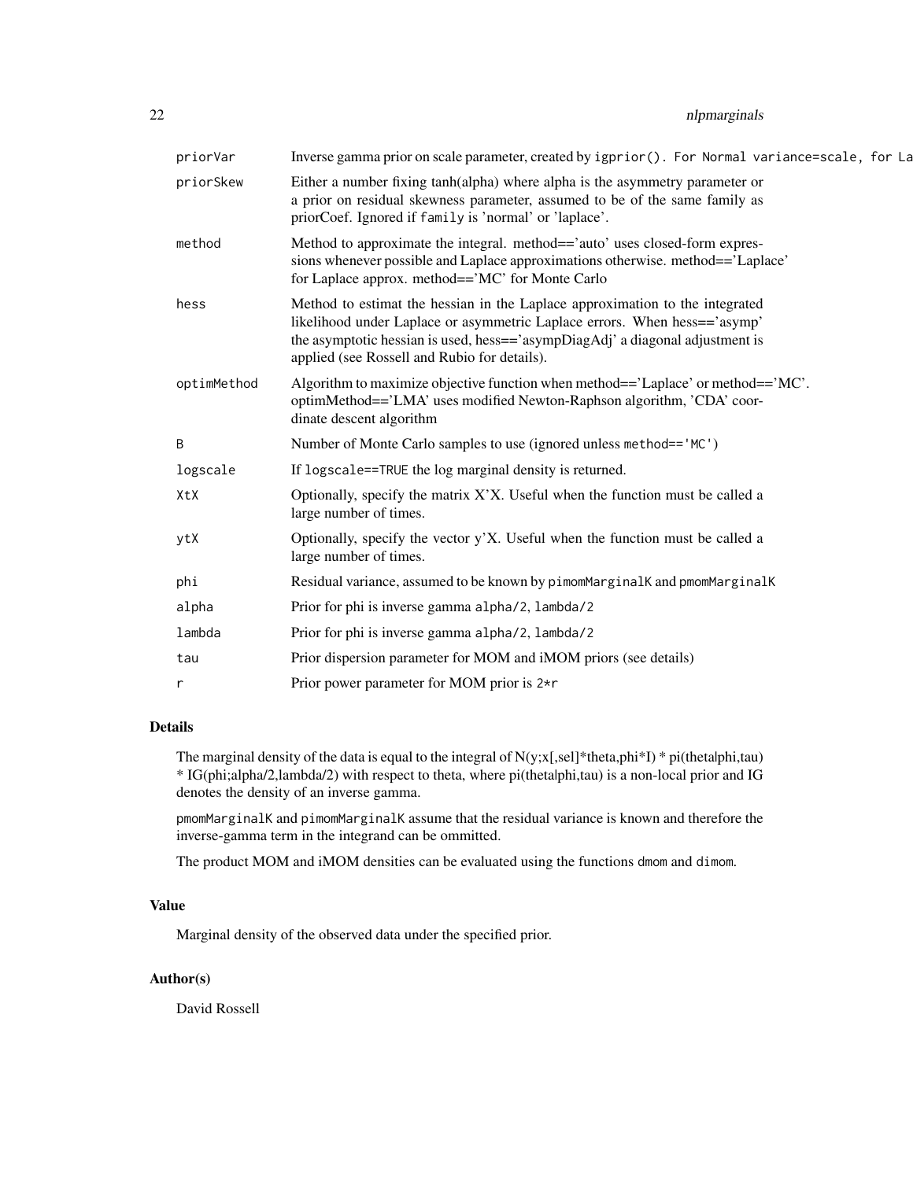| | |
|---|---|
| priorVar | Inverse gamma prior on scale parameter, created by igprior(). For Normal variance=scale, for La |
| priorSkew | Either a number fixing tanh(alpha) where alpha is the asymmetry parameter or a prior on residual skewness parameter, assumed to be of the same family as priorCoef. Ignored if family is 'normal' or 'laplace'. |
| method | Method to approximate the integral. method=='auto' uses closed-form expressions whenever possible and Laplace approximations otherwise. method=='Laplace' for Laplace approx. method=='MC' for Monte Carlo |
| hess | Method to estimat the hessian in the Laplace approximation to the integrated likelihood under Laplace or asymmetric Laplace errors. When hess=='asymp' the asymptotic hessian is used, hess=='asympDiagAdj' a diagonal adjustment is applied (see Rossell and Rubio for details). |
| optimMethod | Algorithm to maximize objective function when method=='Laplace' or method=='MC'. optimMethod=='LMA' uses modified Newton-Raphson algorithm, 'CDA' coordinate descent algorithm |
| B | Number of Monte Carlo samples to use (ignored unless method=='MC') |
| logscale | If logscale==TRUE the log marginal density is returned. |
| XtX | Optionally, specify the matrix X'X. Useful when the function must be called a large number of times. |
| ytX | Optionally, specify the vector y'X. Useful when the function must be called a large number of times. |
| phi | Residual variance, assumed to be known by pimomMarginalK and pmomMarginalK |
| alpha | Prior for phi is inverse gamma alpha/2, lambda/2 |
| lambda | Prior for phi is inverse gamma alpha/2, lambda/2 |
| tau | Prior dispersion parameter for MOM and iMOM priors (see details) |
| r | Prior power parameter for MOM prior is 2*r |

## Details

The marginal density of the data is equal to the integral of N(y;x[,sel]*theta,phi*I) * pi(theta|phi,tau) * IG(phi;alpha/2,lambda/2) with respect to theta, where pi(theta|phi,tau) is a non-local prior and IG denotes the density of an inverse gamma.

pmomMarginalK and pimomMarginalK assume that the residual variance is known and therefore the inverse-gamma term in the integrand can be ommitted.

The product MOM and iMOM densities can be evaluated using the functions dmom and dimom.

## Value

Marginal density of the observed data under the specified prior.

## Author(s)

David Rossell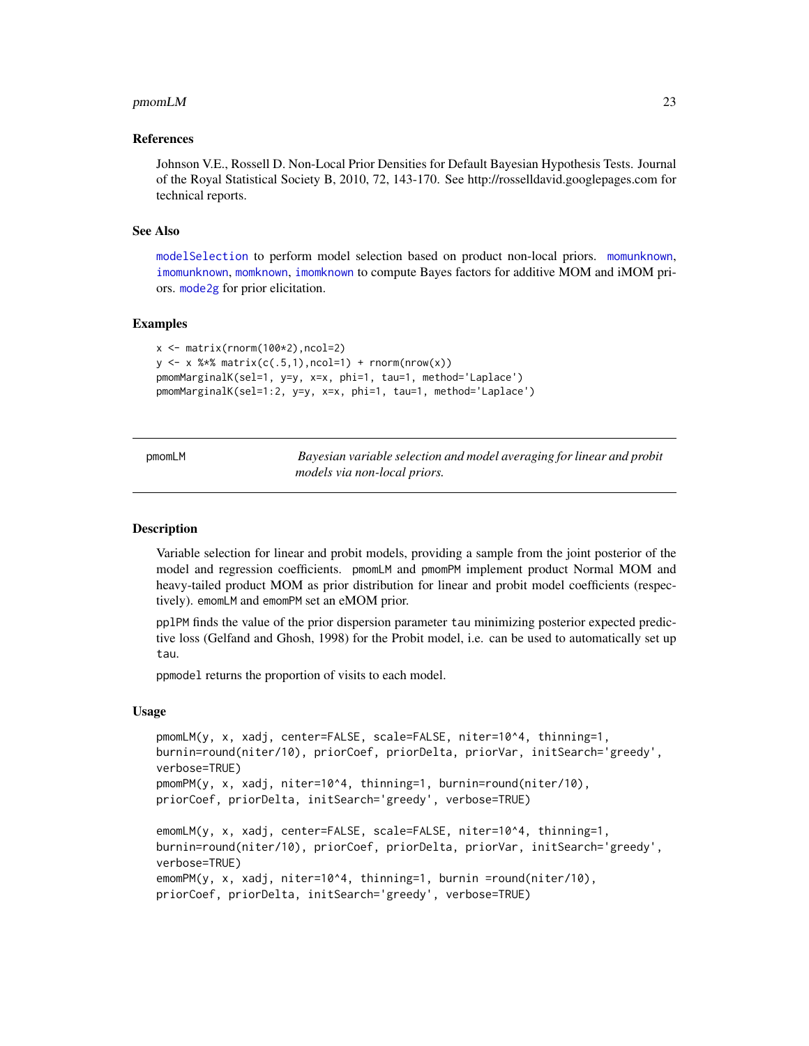### References

Johnson V.E., Rossell D. Non-Local Prior Densities for Default Bayesian Hypothesis Tests. Journal of the Royal Statistical Society B, 2010, 72, 143-170. See http://rosselldavid.googlepages.com for technical reports.

### See Also

modelSelection to perform model selection based on product non-local priors. momunknown, imomunknown, momknown, imomknown to compute Bayes factors for additive MOM and iMOM priors. mode2g for prior elicitation.

### Examples

```
x <- matrix(rnorm(100*2),ncol=2)
y <- x %*% matrix(c(.5,1),ncol=1) + rnorm(nrow(x))
pmomMarginalK(sel=1, y=y, x=x, phi=1, tau=1, method='Laplace')
pmomMarginalK(sel=1:2, y=y, x=x, phi=1, tau=1, method='Laplace')
```

---

## pmomLM — *Bayesian variable selection and model averaging for linear and probit models via non-local priors.*

### Description

Variable selection for linear and probit models, providing a sample from the joint posterior of the model and regression coefficients. pmomLM and pmomPM implement product Normal MOM and heavy-tailed product MOM as prior distribution for linear and probit model coefficients (respectively). emomLM and emomPM set an eMOM prior.

pplPM finds the value of the prior dispersion parameter tau minimizing posterior expected predictive loss (Gelfand and Ghosh, 1998) for the Probit model, i.e. can be used to automatically set up tau.

ppmodel returns the proportion of visits to each model.

### Usage

```
pmomLM(y, x, xadj, center=FALSE, scale=FALSE, niter=10^4, thinning=1,
burnin=round(niter/10), priorCoef, priorDelta, priorVar, initSearch='greedy',
verbose=TRUE)
pmomPM(y, x, xadj, niter=10^4, thinning=1, burnin=round(niter/10),
priorCoef, priorDelta, initSearch='greedy', verbose=TRUE)

emomLM(y, x, xadj, center=FALSE, scale=FALSE, niter=10^4, thinning=1,
burnin=round(niter/10), priorCoef, priorDelta, priorVar, initSearch='greedy',
verbose=TRUE)
emomPM(y, x, xadj, niter=10^4, thinning=1, burnin =round(niter/10),
priorCoef, priorDelta, initSearch='greedy', verbose=TRUE)
```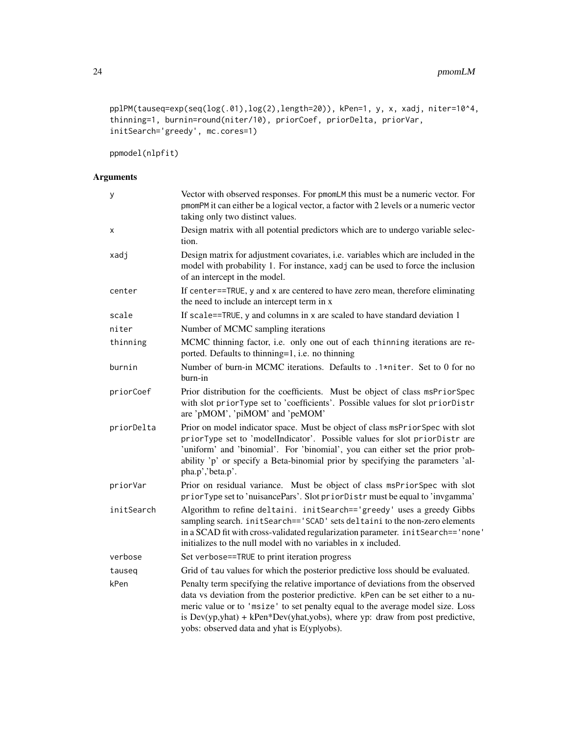```
pplPM(tauseq=exp(seq(log(.01),log(2),length=20)), kPen=1, y, x, xadj, niter=10^4,
thinning=1, burnin=round(niter/10), priorCoef, priorDelta, priorVar,
initSearch='greedy', mc.cores=1)

ppmodel(nlpfit)
```

## Arguments

| | |
|---|---|
| y | Vector with observed responses. For pmomLM this must be a numeric vector. For pmomPM it can either be a logical vector, a factor with 2 levels or a numeric vector taking only two distinct values. |
| x | Design matrix with all potential predictors which are to undergo variable selection. |
| xadj | Design matrix for adjustment covariates, i.e. variables which are included in the model with probability 1. For instance, xadj can be used to force the inclusion of an intercept in the model. |
| center | If center==TRUE, y and x are centered to have zero mean, therefore eliminating the need to include an intercept term in x |
| scale | If scale==TRUE, y and columns in x are scaled to have standard deviation 1 |
| niter | Number of MCMC sampling iterations |
| thinning | MCMC thinning factor, i.e. only one out of each thinning iterations are reported. Defaults to thinning=1, i.e. no thinning |
| burnin | Number of burn-in MCMC iterations. Defaults to .1*niter. Set to 0 for no burn-in |
| priorCoef | Prior distribution for the coefficients. Must be object of class msPriorSpec with slot priorType set to 'coefficients'. Possible values for slot priorDistr are 'pMOM', 'piMOM' and 'peMOM' |
| priorDelta | Prior on model indicator space. Must be object of class msPriorSpec with slot priorType set to 'modelIndicator'. Possible values for slot priorDistr are 'uniform' and 'binomial'. For 'binomial', you can either set the prior probability 'p' or specify a Beta-binomial prior by specifying the parameters 'alpha.p','beta.p'. |
| priorVar | Prior on residual variance. Must be object of class msPriorSpec with slot priorType set to 'nuisancePars'. Slot priorDistr must be equal to 'invgamma' |
| initSearch | Algorithm to refine deltaini. initSearch=='greedy' uses a greedy Gibbs sampling search. initSearch=='SCAD' sets deltaini to the non-zero elements in a SCAD fit with cross-validated regularization parameter. initSearch=='none' initializes to the null model with no variables in x included. |
| verbose | Set verbose==TRUE to print iteration progress |
| tauseq | Grid of tau values for which the posterior predictive loss should be evaluated. |
| kPen | Penalty term specifying the relative importance of deviations from the observed data vs deviation from the posterior predictive. kPen can be set either to a numeric value or to 'msize' to set penalty equal to the average model size. Loss is Dev(yp,yhat) + kPen*Dev(yhat,yobs), where yp: draw from post predictive, yobs: observed data and yhat is E(yp\|yobs). |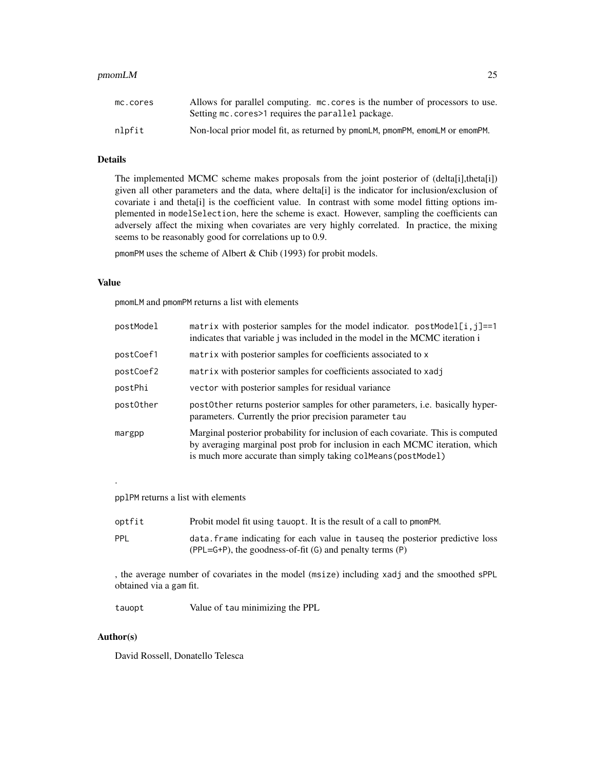| | |
|---|---|
| mc.cores | Allows for parallel computing. mc.cores is the number of processors to use. Setting mc.cores>1 requires the parallel package. |
| nlpfit | Non-local prior model fit, as returned by pmomLM, pmomPM, emomLM or emomPM. |

## Details

The implemented MCMC scheme makes proposals from the joint posterior of (delta[i],theta[i]) given all other parameters and the data, where delta[i] is the indicator for inclusion/exclusion of covariate i and theta[i] is the coefficient value. In contrast with some model fitting options implemented in modelSelection, here the scheme is exact. However, sampling the coefficients can adversely affect the mixing when covariates are very highly correlated. In practice, the mixing seems to be reasonably good for correlations up to 0.9.

pmomPM uses the scheme of Albert & Chib (1993) for probit models.

## Value

pmomLM and pmomPM returns a list with elements

| | |
|---|---|
| postModel | matrix with posterior samples for the model indicator. postModel[i,j]==1 indicates that variable j was included in the model in the MCMC iteration i |
| postCoef1 | matrix with posterior samples for coefficients associated to x |
| postCoef2 | matrix with posterior samples for coefficients associated to xadj |
| postPhi | vector with posterior samples for residual variance |
| postOther | postOther returns posterior samples for other parameters, i.e. basically hyperparameters. Currently the prior precision parameter tau |
| margpp | Marginal posterior probability for inclusion of each covariate. This is computed by averaging marginal post prob for inclusion in each MCMC iteration, which is much more accurate than simply taking colMeans(postModel) |

.

pplPM returns a list with elements

| | |
|---|---|
| optfit | Probit model fit using tauopt. It is the result of a call to pmomPM. |
| PPL | data.frame indicating for each value in tauseq the posterior predictive loss (PPL=G+P), the goodness-of-fit (G) and penalty terms (P) |

, the average number of covariates in the model (msize) including xadj and the smoothed sPPL obtained via a gam fit.

| | |
|---|---|
| tauopt | Value of tau minimizing the PPL |

## Author(s)

David Rossell, Donatello Telesca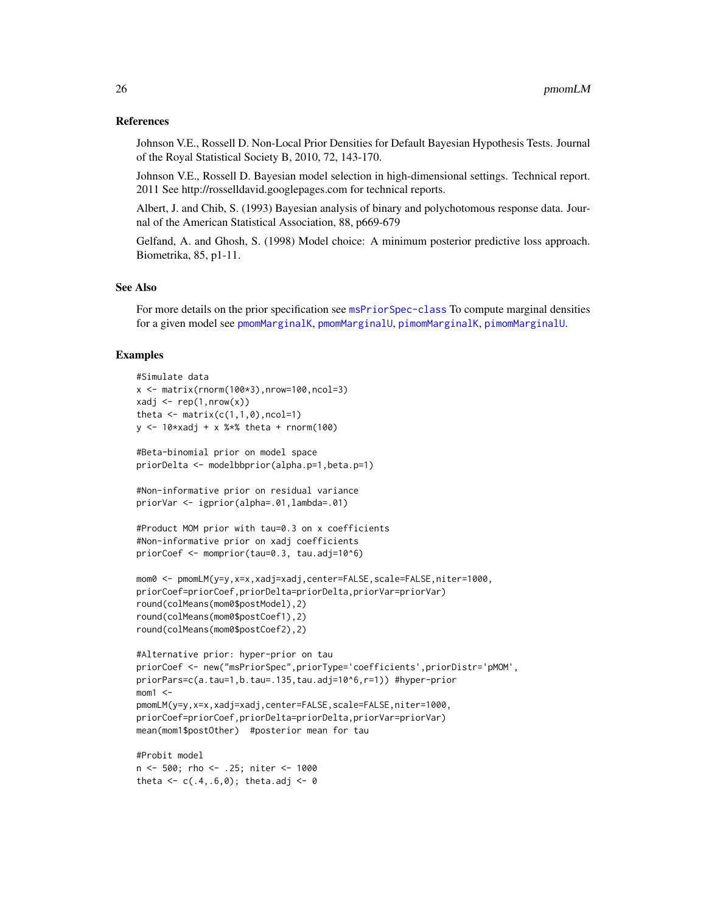### References

Johnson V.E., Rossell D. Non-Local Prior Densities for Default Bayesian Hypothesis Tests. Journal of the Royal Statistical Society B, 2010, 72, 143-170.

Johnson V.E., Rossell D. Bayesian model selection in high-dimensional settings. Technical report. 2011 See http://rosselldavid.googlepages.com for technical reports.

Albert, J. and Chib, S. (1993) Bayesian analysis of binary and polychotomous response data. Journal of the American Statistical Association, 88, p669-679

Gelfand, A. and Ghosh, S. (1998) Model choice: A minimum posterior predictive loss approach. Biometrika, 85, p1-11.

### See Also

For more details on the prior specification see msPriorSpec-class To compute marginal densities for a given model see pmomMarginalK, pmomMarginalU, pimomMarginalK, pimomMarginalU.

### Examples

```
#Simulate data
x <- matrix(rnorm(100*3),nrow=100,ncol=3)
xadj <- rep(1,nrow(x))
theta <- matrix(c(1,1,0),ncol=1)
y <- 10*xadj + x %*% theta + rnorm(100)

#Beta-binomial prior on model space
priorDelta <- modelbbprior(alpha.p=1,beta.p=1)

#Non-informative prior on residual variance
priorVar <- igprior(alpha=.01,lambda=.01)

#Product MOM prior with tau=0.3 on x coefficients
#Non-informative prior on xadj coefficients
priorCoef <- momprior(tau=0.3, tau.adj=10^6)

mom0 <- pmomLM(y=y,x=x,xadj=xadj,center=FALSE,scale=FALSE,niter=1000,
priorCoef=priorCoef,priorDelta=priorDelta,priorVar=priorVar)
round(colMeans(mom0$postModel),2)
round(colMeans(mom0$postCoef1),2)
round(colMeans(mom0$postCoef2),2)

#Alternative prior: hyper-prior on tau
priorCoef <- new("msPriorSpec",priorType='coefficients',priorDistr='pMOM',
priorPars=c(a.tau=1,b.tau=.135,tau.adj=10^6,r=1)) #hyper-prior
mom1 <-
pmomLM(y=y,x=x,xadj=xadj,center=FALSE,scale=FALSE,niter=1000,
priorCoef=priorCoef,priorDelta=priorDelta,priorVar=priorVar)
mean(mom1$postOther)  #posterior mean for tau

#Probit model
n <- 500; rho <- .25; niter <- 1000
theta <- c(.4,.6,0); theta.adj <- 0
```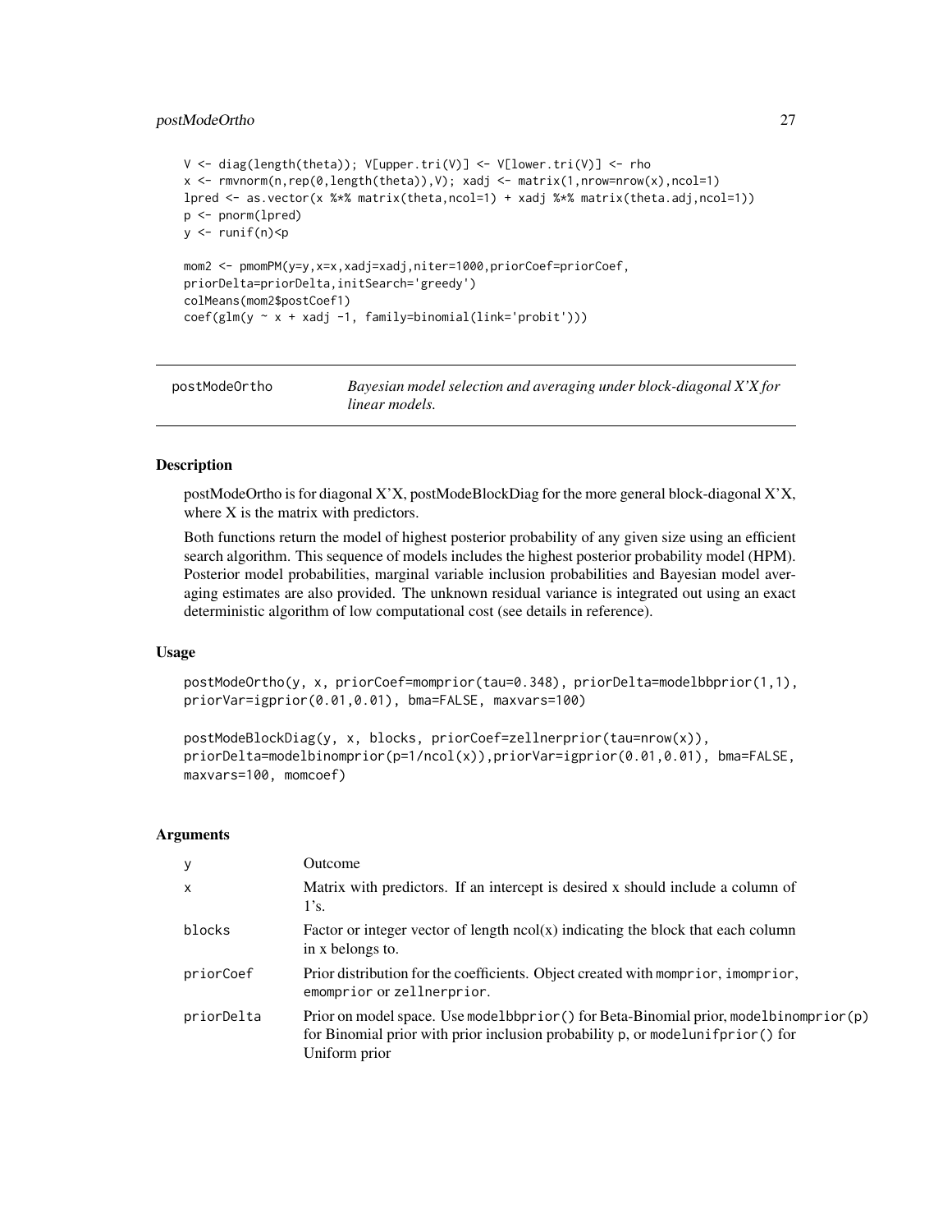```
V <- diag(length(theta)); V[upper.tri(V)] <- V[lower.tri(V)] <- rho
x <- rmvnorm(n,rep(0,length(theta)),V); xadj <- matrix(1,nrow=nrow(x),ncol=1)
lpred <- as.vector(x %*% matrix(theta,ncol=1) + xadj %*% matrix(theta.adj,ncol=1))
p <- pnorm(lpred)
y <- runif(n)<p

mom2 <- pmomPM(y=y,x=x,xadj=xadj,niter=1000,priorCoef=priorCoef,
priorDelta=priorDelta,initSearch='greedy')
colMeans(mom2$postCoef1)
coef(glm(y ~ x + xadj -1, family=binomial(link='probit')))
```

---

## postModeOrtho — *Bayesian model selection and averaging under block-diagonal X'X for linear models.*

### Description

postModeOrtho is for diagonal X'X, postModeBlockDiag for the more general block-diagonal X'X, where X is the matrix with predictors.

Both functions return the model of highest posterior probability of any given size using an efficient search algorithm. This sequence of models includes the highest posterior probability model (HPM). Posterior model probabilities, marginal variable inclusion probabilities and Bayesian model averaging estimates are also provided. The unknown residual variance is integrated out using an exact deterministic algorithm of low computational cost (see details in reference).

### Usage

```
postModeOrtho(y, x, priorCoef=momprior(tau=0.348), priorDelta=modelbbprior(1,1),
priorVar=igprior(0.01,0.01), bma=FALSE, maxvars=100)

postModeBlockDiag(y, x, blocks, priorCoef=zellnerprior(tau=nrow(x)),
priorDelta=modelbinomprior(p=1/ncol(x)),priorVar=igprior(0.01,0.01), bma=FALSE,
maxvars=100, momcoef)
```

### Arguments

| | |
|---|---|
| y | Outcome |
| x | Matrix with predictors. If an intercept is desired x should include a column of 1's. |
| blocks | Factor or integer vector of length ncol(x) indicating the block that each column in x belongs to. |
| priorCoef | Prior distribution for the coefficients. Object created with `momprior`, `imomprior`, `emomprior` or `zellnerprior`. |
| priorDelta | Prior on model space. Use `modelbbprior()` for Beta-Binomial prior, `modelbinomprior(p)` for Binomial prior with prior inclusion probability p, or `modelunifprior()` for Uniform prior |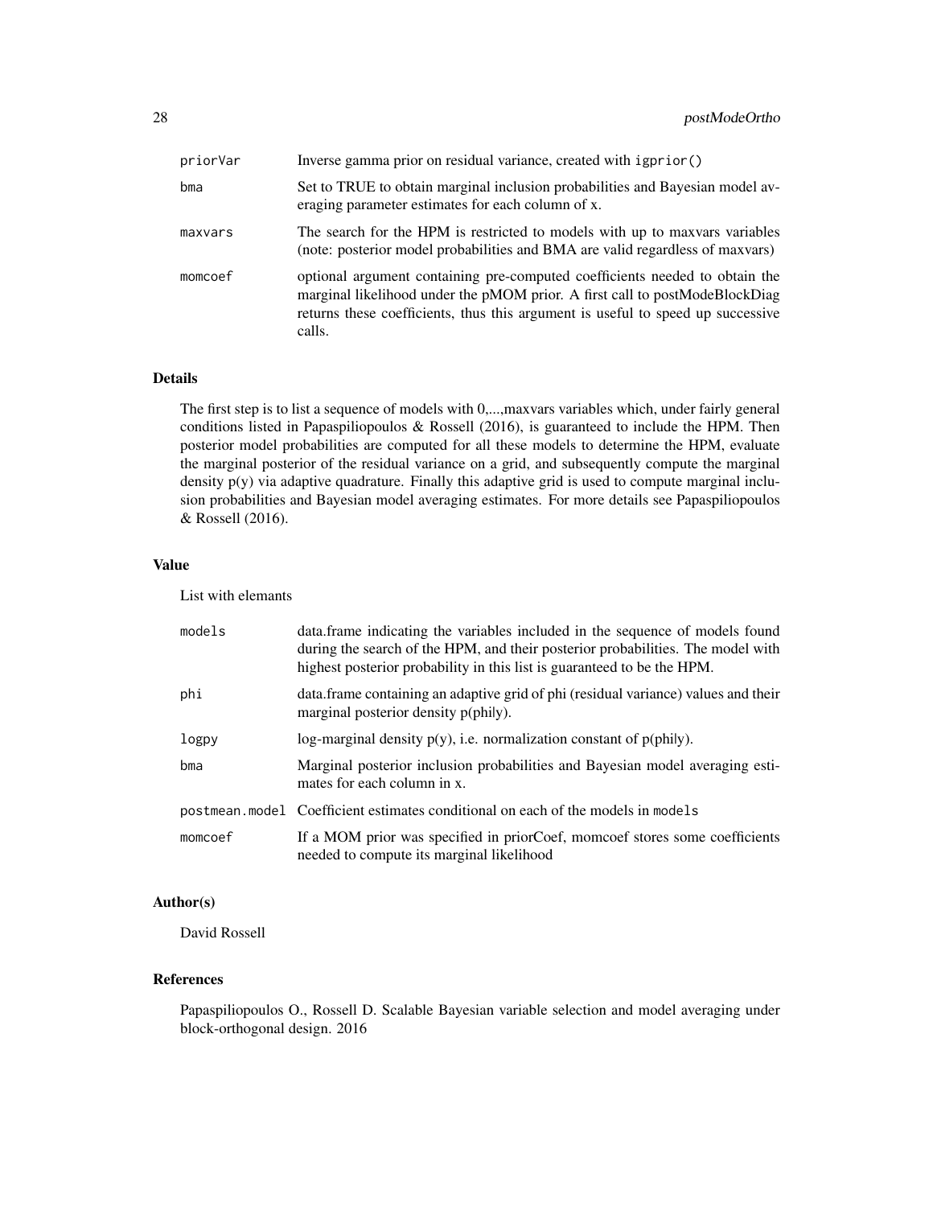| | |
|---|---|
| priorVar | Inverse gamma prior on residual variance, created with igprior() |
| bma | Set to TRUE to obtain marginal inclusion probabilities and Bayesian model averaging parameter estimates for each column of x. |
| maxvars | The search for the HPM is restricted to models with up to maxvars variables (note: posterior model probabilities and BMA are valid regardless of maxvars) |
| momcoef | optional argument containing pre-computed coefficients needed to obtain the marginal likelihood under the pMOM prior. A first call to postModeBlockDiag returns these coefficients, thus this argument is useful to speed up successive calls. |

## Details

The first step is to list a sequence of models with 0,...,maxvars variables which, under fairly general conditions listed in Papaspiliopoulos & Rossell (2016), is guaranteed to include the HPM. Then posterior model probabilities are computed for all these models to determine the HPM, evaluate the marginal posterior of the residual variance on a grid, and subsequently compute the marginal density p(y) via adaptive quadrature. Finally this adaptive grid is used to compute marginal inclusion probabilities and Bayesian model averaging estimates. For more details see Papaspiliopoulos & Rossell (2016).

## Value

List with elemants

| | |
|---|---|
| models | data.frame indicating the variables included in the sequence of models found during the search of the HPM, and their posterior probabilities. The model with highest posterior probability in this list is guaranteed to be the HPM. |
| phi | data.frame containing an adaptive grid of phi (residual variance) values and their marginal posterior density p(phi\|y). |
| logpy | log-marginal density p(y), i.e. normalization constant of p(phi\|y). |
| bma | Marginal posterior inclusion probabilities and Bayesian model averaging estimates for each column in x. |
| postmean.model | Coefficient estimates conditional on each of the models in models |
| momcoef | If a MOM prior was specified in priorCoef, momcoef stores some coefficients needed to compute its marginal likelihood |

## Author(s)

David Rossell

## References

Papaspiliopoulos O., Rossell D. Scalable Bayesian variable selection and model averaging under block-orthogonal design. 2016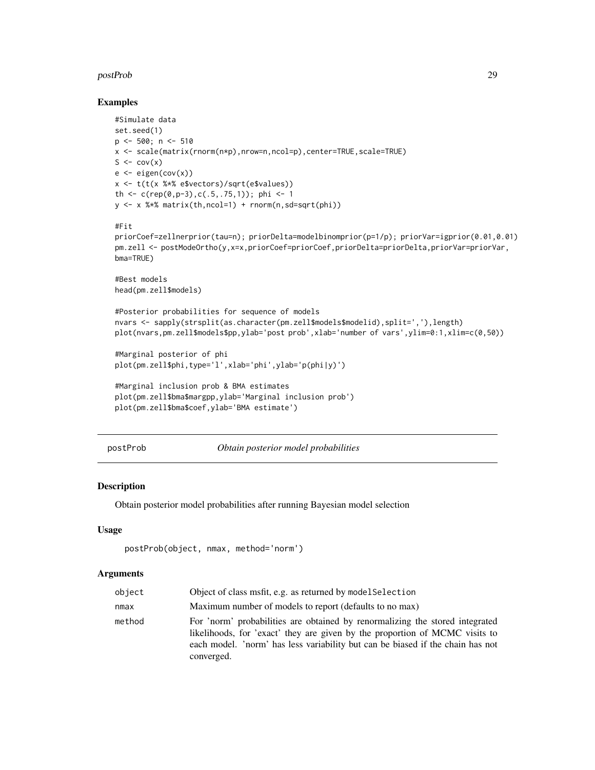## Examples

```
#Simulate data
set.seed(1)
p <- 500; n <- 510
x <- scale(matrix(rnorm(n*p),nrow=n,ncol=p),center=TRUE,scale=TRUE)
S <- cov(x)
e <- eigen(cov(x))
x <- t(t(x %*% e$vectors)/sqrt(e$values))
th <- c(rep(0,p-3),c(.5,.75,1)); phi <- 1
y <- x %*% matrix(th,ncol=1) + rnorm(n,sd=sqrt(phi))

#Fit
priorCoef=zellnerprior(tau=n); priorDelta=modelbinomprior(p=1/p); priorVar=igprior(0.01,0.01)
pm.zell <- postModeOrtho(y,x=x,priorCoef=priorCoef,priorDelta=priorDelta,priorVar=priorVar,
bma=TRUE)

#Best models
head(pm.zell$models)

#Posterior probabilities for sequence of models
nvars <- sapply(strsplit(as.character(pm.zell$models$modelid),split=','),length)
plot(nvars,pm.zell$models$pp,ylab='post prob',xlab='number of vars',ylim=0:1,xlim=c(0,50))

#Marginal posterior of phi
plot(pm.zell$phi,type='l',xlab='phi',ylab='p(phi|y)')

#Marginal inclusion prob & BMA estimates
plot(pm.zell$bma$margpp,ylab='Marginal inclusion prob')
plot(pm.zell$bma$coef,ylab='BMA estimate')
```

---

# postProb — *Obtain posterior model probabilities*

## Description

Obtain posterior model probabilities after running Bayesian model selection

## Usage

```
postProb(object, nmax, method='norm')
```

## Arguments

| | |
|---|---|
| object | Object of class msfit, e.g. as returned by `modelSelection` |
| nmax | Maximum number of models to report (defaults to no max) |
| method | For 'norm' probabilities are obtained by renormalizing the stored integrated likelihoods, for 'exact' they are given by the proportion of MCMC visits to each model. 'norm' has less variability but can be biased if the chain has not converged. |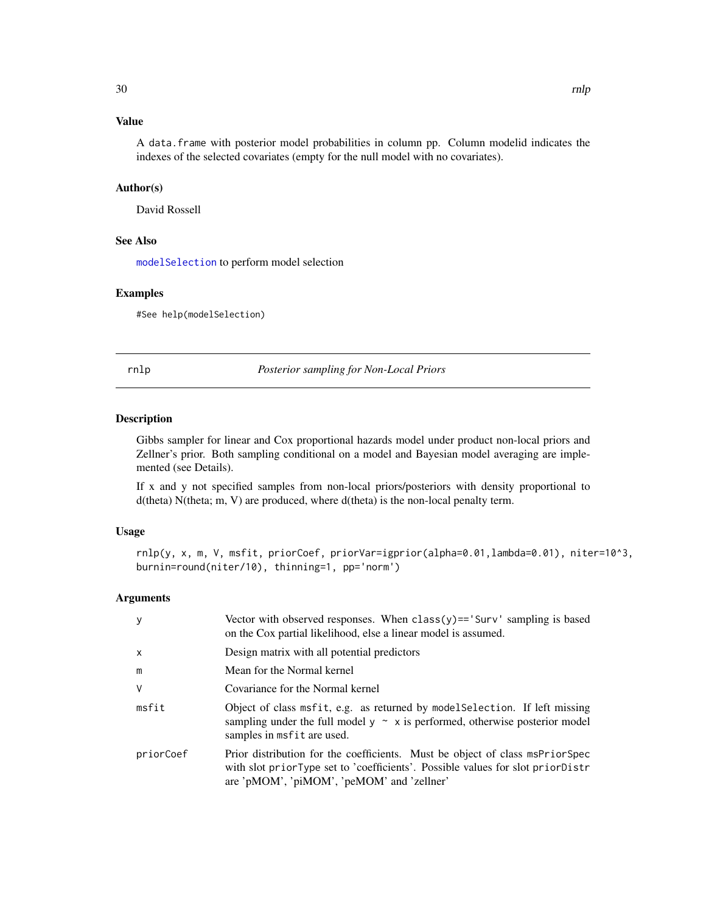## Value

A `data.frame` with posterior model probabilities in column pp. Column modelid indicates the indexes of the selected covariates (empty for the null model with no covariates).

## Author(s)

David Rossell

## See Also

`modelSelection` to perform model selection

## Examples

```
#See help(modelSelection)
```

---

# rnlp — *Posterior sampling for Non-Local Priors*

## Description

Gibbs sampler for linear and Cox proportional hazards model under product non-local priors and Zellner's prior. Both sampling conditional on a model and Bayesian model averaging are implemented (see Details).

If x and y not specified samples from non-local priors/posteriors with density proportional to d(theta) N(theta; m, V) are produced, where d(theta) is the non-local penalty term.

## Usage

```
rnlp(y, x, m, V, msfit, priorCoef, priorVar=igprior(alpha=0.01,lambda=0.01), niter=10^3,
burnin=round(niter/10), thinning=1, pp='norm')
```

## Arguments

| | |
|---|---|
| `y` | Vector with observed responses. When `class(y)=='Surv'` sampling is based on the Cox partial likelihood, else a linear model is assumed. |
| `x` | Design matrix with all potential predictors |
| `m` | Mean for the Normal kernel |
| `V` | Covariance for the Normal kernel |
| `msfit` | Object of class `msfit`, e.g. as returned by `modelSelection`. If left missing sampling under the full model `y ~ x` is performed, otherwise posterior model samples in `msfit` are used. |
| `priorCoef` | Prior distribution for the coefficients. Must be object of class `msPriorSpec` with slot `priorType` set to 'coefficients'. Possible values for slot `priorDistr` are 'pMOM', 'piMOM', 'peMOM' and 'zellner' |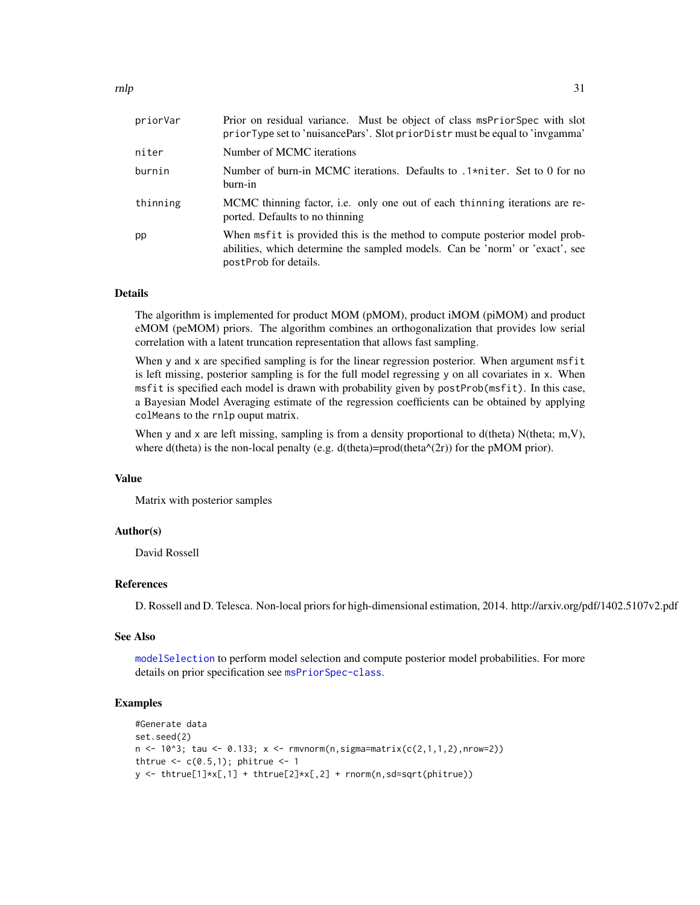| | |
|---|---|
| priorVar | Prior on residual variance. Must be object of class msPriorSpec with slot priorType set to 'nuisancePars'. Slot priorDistr must be equal to 'invgamma' |
| niter | Number of MCMC iterations |
| burnin | Number of burn-in MCMC iterations. Defaults to .1*niter. Set to 0 for no burn-in |
| thinning | MCMC thinning factor, i.e. only one out of each thinning iterations are reported. Defaults to no thinning |
| pp | When msfit is provided this is the method to compute posterior model probabilities, which determine the sampled models. Can be 'norm' or 'exact', see postProb for details. |

## Details

The algorithm is implemented for product MOM (pMOM), product iMOM (piMOM) and product eMOM (peMOM) priors. The algorithm combines an orthogonalization that provides low serial correlation with a latent truncation representation that allows fast sampling.

When y and x are specified sampling is for the linear regression posterior. When argument msfit is left missing, posterior sampling is for the full model regressing y on all covariates in x. When msfit is specified each model is drawn with probability given by postProb(msfit). In this case, a Bayesian Model Averaging estimate of the regression coefficients can be obtained by applying colMeans to the rnlp ouput matrix.

When y and x are left missing, sampling is from a density proportional to d(theta) N(theta; m,V), where d(theta) is the non-local penalty (e.g. d(theta)=prod(theta^(2r)) for the pMOM prior).

## Value

Matrix with posterior samples

## Author(s)

David Rossell

## References

D. Rossell and D. Telesca. Non-local priors for high-dimensional estimation, 2014. http://arxiv.org/pdf/1402.5107v2.pdf

## See Also

modelSelection to perform model selection and compute posterior model probabilities. For more details on prior specification see msPriorSpec-class.

## Examples

```
#Generate data
set.seed(2)
n <- 10^3; tau <- 0.133; x <- rmvnorm(n,sigma=matrix(c(2,1,1,2),nrow=2))
thtrue <- c(0.5,1); phitrue <- 1
y <- thtrue[1]*x[,1] + thtrue[2]*x[,2] + rnorm(n,sd=sqrt(phitrue))
```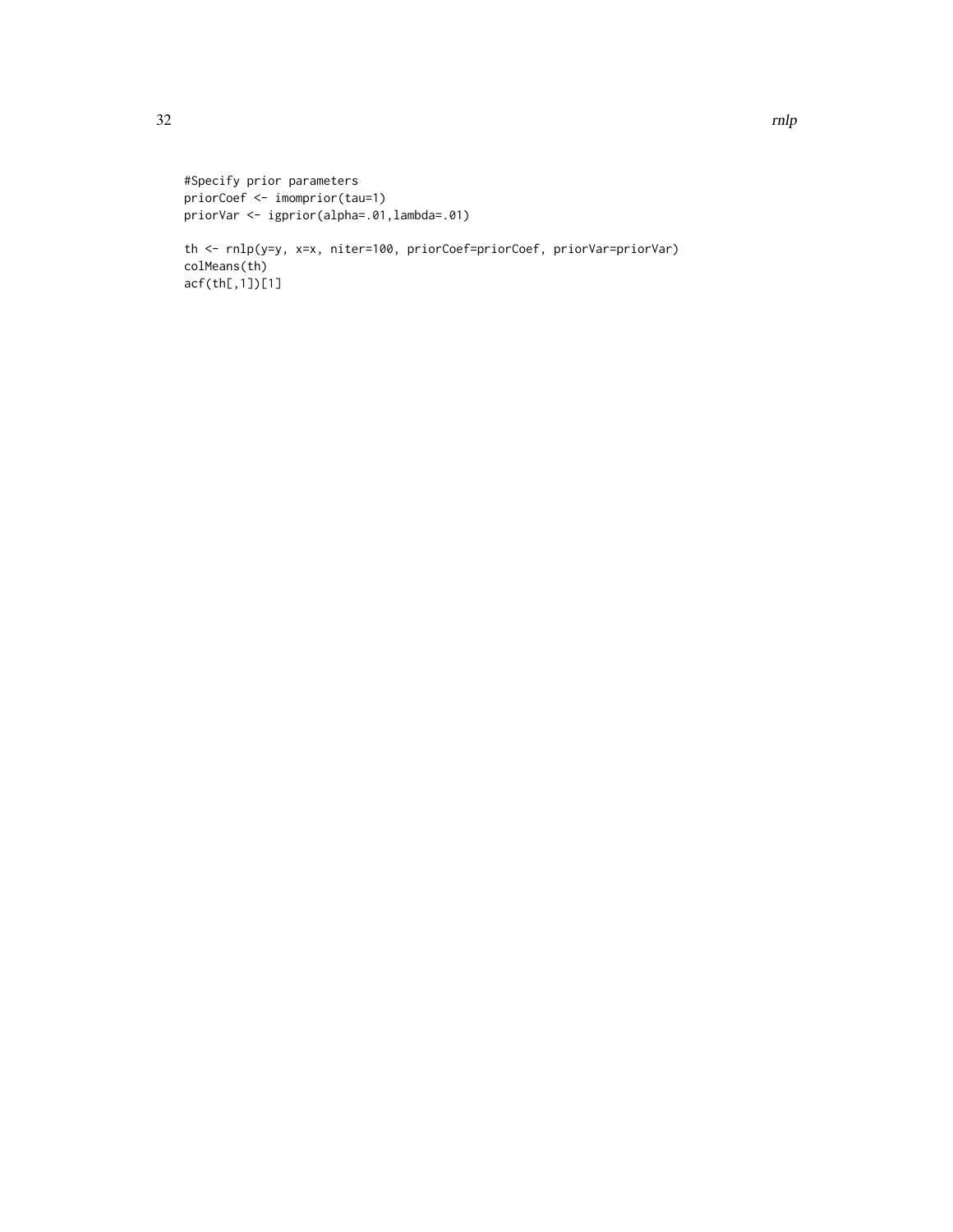```
#Specify prior parameters
priorCoef <- imomprior(tau=1)
priorVar <- igprior(alpha=.01,lambda=.01)

th <- rnlp(y=y, x=x, niter=100, priorCoef=priorCoef, priorVar=priorVar)
colMeans(th)
acf(th[,1])[1]
```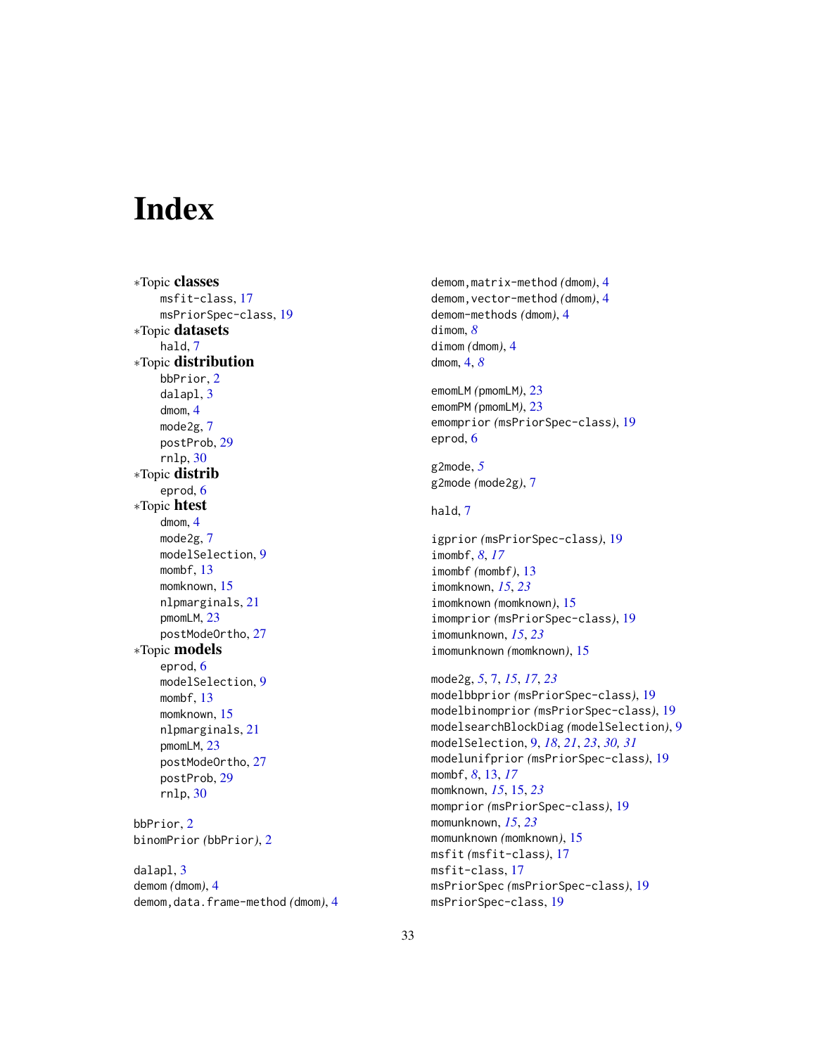# Index

*Topic **classes**
- msfit-class, 17
- msPriorSpec-class, 19

*Topic **datasets**
- hald, 7

*Topic **distribution**
- bbPrior, 2
- dalapl, 3
- dmom, 4
- mode2g, 7
- postProb, 29
- rnlp, 30

*Topic **distrib**
- eprod, 6

*Topic **htest**
- dmom, 4
- mode2g, 7
- modelSelection, 9
- mombf, 13
- momknown, 15
- nlpmarginals, 21
- pmomLM, 23
- postModeOrtho, 27

*Topic **models**
- eprod, 6
- modelSelection, 9
- mombf, 13
- momknown, 15
- nlpmarginals, 21
- pmomLM, 23
- postModeOrtho, 27
- postProb, 29
- rnlp, 30

bbPrior, 2
binomPrior *(*bbPrior*)*, 2

dalapl, 3
demom *(*dmom*)*, 4
demom,data.frame-method *(*dmom*)*, 4
demom,matrix-method *(*dmom*)*, 4
demom,vector-method *(*dmom*)*, 4
demom-methods *(*dmom*)*, 4
dimom, *8*
dimom *(*dmom*)*, 4
dmom, 4, *8*

emomLM *(*pmomLM*)*, 23
emomPM *(*pmomLM*)*, 23
emomprior *(*msPriorSpec-class*)*, 19
eprod, 6

g2mode, *5*
g2mode *(*mode2g*)*, 7

hald, 7

igprior *(*msPriorSpec-class*)*, 19
imombf, *8*, *17*
imombf *(*mombf*)*, 13
imomknown, *15*, *23*
imomknown *(*momknown*)*, 15
imomprior *(*msPriorSpec-class*)*, 19
imomunknown, *15*, *23*
imomunknown *(*momknown*)*, 15

mode2g, *5*, 7, *15*, *17*, *23*
modelbbprior *(*msPriorSpec-class*)*, 19
modelbinomprior *(*msPriorSpec-class*)*, 19
modelsearchBlockDiag *(*modelSelection*)*, 9
modelSelection, 9, *18*, *21*, *23*, *30, 31*
modelunifprior *(*msPriorSpec-class*)*, 19
mombf, *8*, 13, *17*
momknown, *15*, 15, *23*
momprior *(*msPriorSpec-class*)*, 19
momunknown, *15*, *23*
momunknown *(*momknown*)*, 15
msfit *(*msfit-class*)*, 17
msfit-class, 17
msPriorSpec *(*msPriorSpec-class*)*, 19
msPriorSpec-class, 19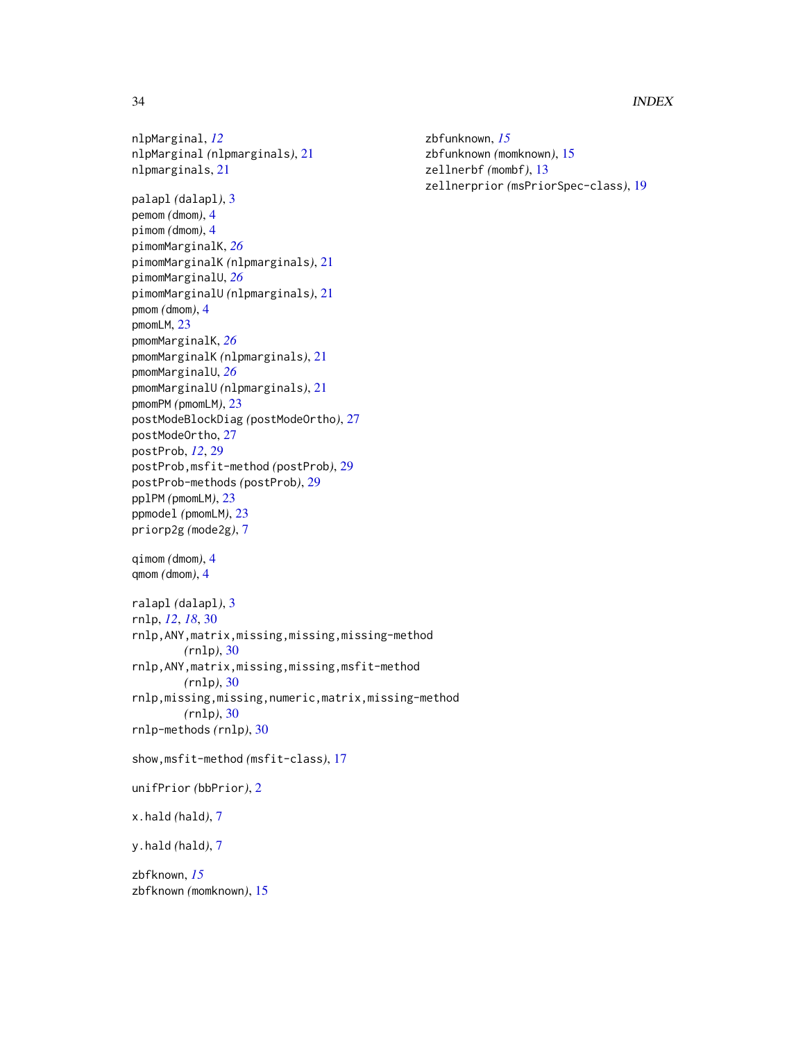nlpMarginal, *12*
nlpMarginal *(*nlpmarginals*)*, 21
nlpmarginals, 21

palapl *(*dalapl*)*, 3
pemom *(*dmom*)*, 4
pimom *(*dmom*)*, 4
pimomMarginalK, *26*
pimomMarginalK *(*nlpmarginals*)*, 21
pimomMarginalU, *26*
pimomMarginalU *(*nlpmarginals*)*, 21
pmom *(*dmom*)*, 4
pmomLM, 23
pmomMarginalK, *26*
pmomMarginalK *(*nlpmarginals*)*, 21
pmomMarginalU, *26*
pmomMarginalU *(*nlpmarginals*)*, 21
pmomPM *(*pmomLM*)*, 23
postModeBlockDiag *(*postModeOrtho*)*, 27
postModeOrtho, 27
postProb, *12*, 29
postProb,msfit-method *(*postProb*)*, 29
postProb-methods *(*postProb*)*, 29
pplPM *(*pmomLM*)*, 23
ppmodel *(*pmomLM*)*, 23
priorp2g *(*mode2g*)*, 7

qimom *(*dmom*)*, 4
qmom *(*dmom*)*, 4

ralapl *(*dalapl*)*, 3
rnlp, *12*, *18*, 30
rnlp,ANY,matrix,missing,missing,missing-method *(*rnlp*)*, 30
rnlp,ANY,matrix,missing,missing,msfit-method *(*rnlp*)*, 30
rnlp,missing,missing,numeric,matrix,missing-method *(*rnlp*)*, 30
rnlp-methods *(*rnlp*)*, 30

show,msfit-method *(*msfit-class*)*, 17

unifPrior *(*bbPrior*)*, 2

x.hald *(*hald*)*, 7

y.hald *(*hald*)*, 7

zbfknown, *15*
zbfknown *(*momknown*)*, 15
zbfunknown, *15*
zbfunknown *(*momknown*)*, 15
zellnerbf *(*mombf*)*, 13
zellnerprior *(*msPriorSpec-class*)*, 19